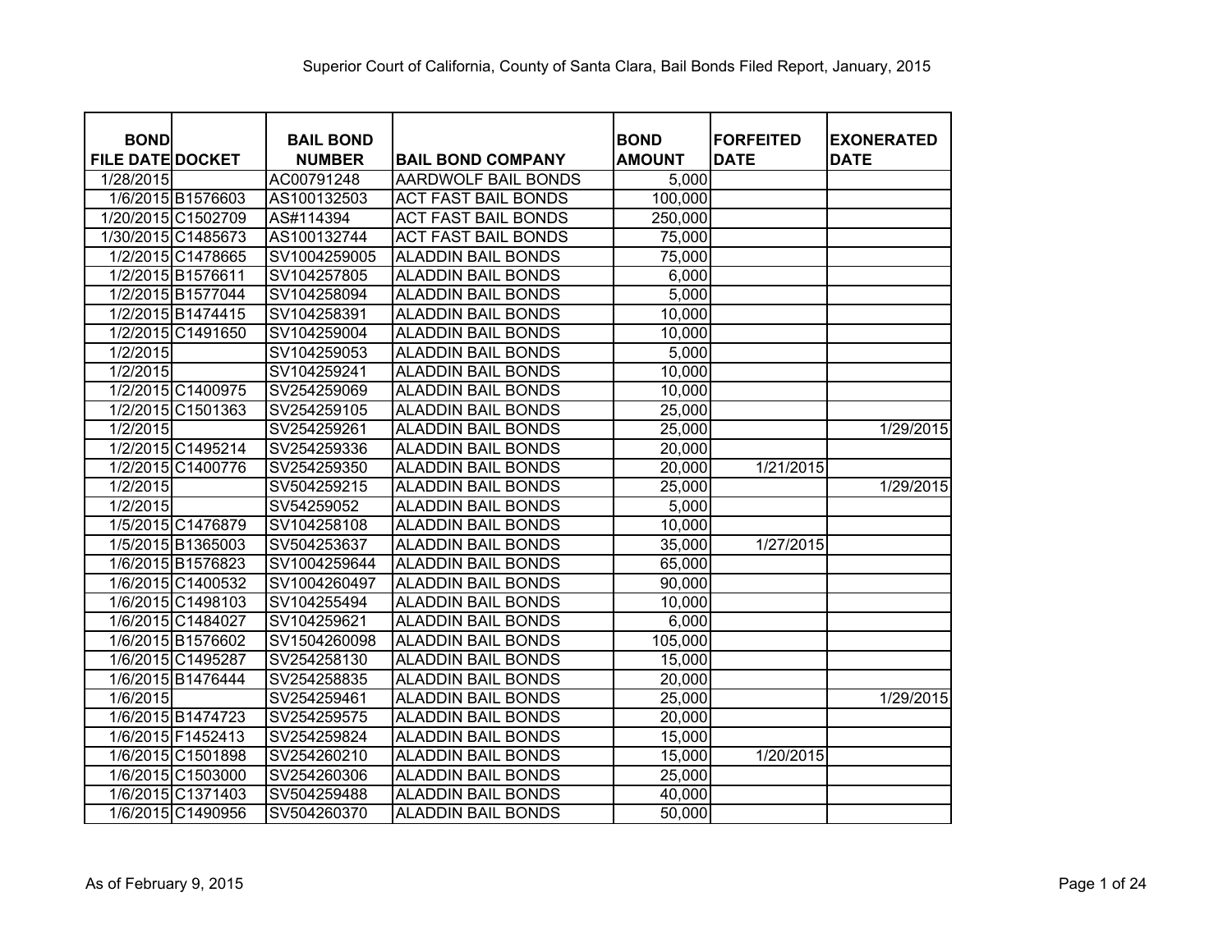Superior Court of California, County of Santa Clara, Bail Bonds Filed Report, January, 2015

| BOND FILE DATE | DOCKET | BAIL BOND NUMBER | BAIL BOND COMPANY | BOND AMOUNT | FORFEITED DATE | EXONERATED DATE |
|---|---|---|---|---|---|---|
| 1/28/2015 | | AC00791248 | AARDWOLF BAIL BONDS | 5,000 | | |
| 1/6/2015 | B1576603 | AS100132503 | ACT FAST BAIL BONDS | 100,000 | | |
| 1/20/2015 | C1502709 | AS#114394 | ACT FAST BAIL BONDS | 250,000 | | |
| 1/30/2015 | C1485673 | AS100132744 | ACT FAST BAIL BONDS | 75,000 | | |
| 1/2/2015 | C1478665 | SV1004259005 | ALADDIN BAIL BONDS | 75,000 | | |
| 1/2/2015 | B1576611 | SV104257805 | ALADDIN BAIL BONDS | 6,000 | | |
| 1/2/2015 | B1577044 | SV104258094 | ALADDIN BAIL BONDS | 5,000 | | |
| 1/2/2015 | B1474415 | SV104258391 | ALADDIN BAIL BONDS | 10,000 | | |
| 1/2/2015 | C1491650 | SV104259004 | ALADDIN BAIL BONDS | 10,000 | | |
| 1/2/2015 | | SV104259053 | ALADDIN BAIL BONDS | 5,000 | | |
| 1/2/2015 | | SV104259241 | ALADDIN BAIL BONDS | 10,000 | | |
| 1/2/2015 | C1400975 | SV254259069 | ALADDIN BAIL BONDS | 10,000 | | |
| 1/2/2015 | C1501363 | SV254259105 | ALADDIN BAIL BONDS | 25,000 | | |
| 1/2/2015 | | SV254259261 | ALADDIN BAIL BONDS | 25,000 | | 1/29/2015 |
| 1/2/2015 | C1495214 | SV254259336 | ALADDIN BAIL BONDS | 20,000 | | |
| 1/2/2015 | C1400776 | SV254259350 | ALADDIN BAIL BONDS | 20,000 | 1/21/2015 | |
| 1/2/2015 | | SV504259215 | ALADDIN BAIL BONDS | 25,000 | | 1/29/2015 |
| 1/2/2015 | | SV54259052 | ALADDIN BAIL BONDS | 5,000 | | |
| 1/5/2015 | C1476879 | SV104258108 | ALADDIN BAIL BONDS | 10,000 | | |
| 1/5/2015 | B1365003 | SV504253637 | ALADDIN BAIL BONDS | 35,000 | 1/27/2015 | |
| 1/6/2015 | B1576823 | SV1004259644 | ALADDIN BAIL BONDS | 65,000 | | |
| 1/6/2015 | C1400532 | SV1004260497 | ALADDIN BAIL BONDS | 90,000 | | |
| 1/6/2015 | C1498103 | SV104255494 | ALADDIN BAIL BONDS | 10,000 | | |
| 1/6/2015 | C1484027 | SV104259621 | ALADDIN BAIL BONDS | 6,000 | | |
| 1/6/2015 | B1576602 | SV1504260098 | ALADDIN BAIL BONDS | 105,000 | | |
| 1/6/2015 | C1495287 | SV254258130 | ALADDIN BAIL BONDS | 15,000 | | |
| 1/6/2015 | B1476444 | SV254258835 | ALADDIN BAIL BONDS | 20,000 | | |
| 1/6/2015 | | SV254259461 | ALADDIN BAIL BONDS | 25,000 | | 1/29/2015 |
| 1/6/2015 | B1474723 | SV254259575 | ALADDIN BAIL BONDS | 20,000 | | |
| 1/6/2015 | F1452413 | SV254259824 | ALADDIN BAIL BONDS | 15,000 | | |
| 1/6/2015 | C1501898 | SV254260210 | ALADDIN BAIL BONDS | 15,000 | 1/20/2015 | |
| 1/6/2015 | C1503000 | SV254260306 | ALADDIN BAIL BONDS | 25,000 | | |
| 1/6/2015 | C1371403 | SV504259488 | ALADDIN BAIL BONDS | 40,000 | | |
| 1/6/2015 | C1490956 | SV504260370 | ALADDIN BAIL BONDS | 50,000 | | |

As of February 9, 2015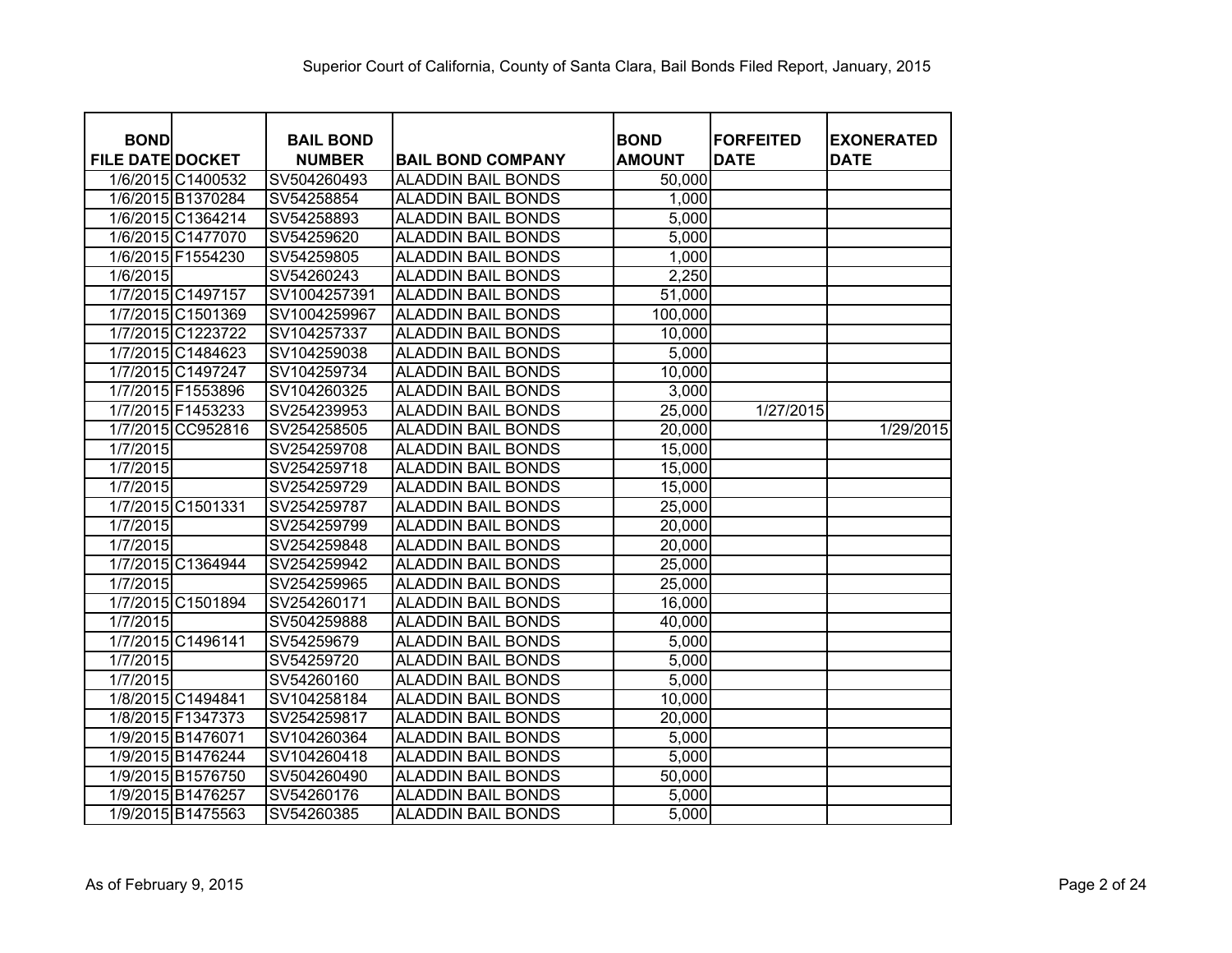Superior Court of California, County of Santa Clara, Bail Bonds Filed Report, January, 2015

| BOND FILE DATE | DOCKET | BAIL BOND NUMBER | BAIL BOND COMPANY | BOND AMOUNT | FORFEITED DATE | EXONERATED DATE |
|---|---|---|---|---|---|---|
| 1/6/2015 | C1400532 | SV504260493 | ALADDIN BAIL BONDS | 50,000 | | |
| 1/6/2015 | B1370284 | SV54258854 | ALADDIN BAIL BONDS | 1,000 | | |
| 1/6/2015 | C1364214 | SV54258893 | ALADDIN BAIL BONDS | 5,000 | | |
| 1/6/2015 | C1477070 | SV54259620 | ALADDIN BAIL BONDS | 5,000 | | |
| 1/6/2015 | F1554230 | SV54259805 | ALADDIN BAIL BONDS | 1,000 | | |
| 1/6/2015 | | SV54260243 | ALADDIN BAIL BONDS | 2,250 | | |
| 1/7/2015 | C1497157 | SV1004257391 | ALADDIN BAIL BONDS | 51,000 | | |
| 1/7/2015 | C1501369 | SV1004259967 | ALADDIN BAIL BONDS | 100,000 | | |
| 1/7/2015 | C1223722 | SV104257337 | ALADDIN BAIL BONDS | 10,000 | | |
| 1/7/2015 | C1484623 | SV104259038 | ALADDIN BAIL BONDS | 5,000 | | |
| 1/7/2015 | C1497247 | SV104259734 | ALADDIN BAIL BONDS | 10,000 | | |
| 1/7/2015 | F1553896 | SV104260325 | ALADDIN BAIL BONDS | 3,000 | | |
| 1/7/2015 | F1453233 | SV254239953 | ALADDIN BAIL BONDS | 25,000 | 1/27/2015 | |
| 1/7/2015 | CC952816 | SV254258505 | ALADDIN BAIL BONDS | 20,000 | | 1/29/2015 |
| 1/7/2015 | | SV254259708 | ALADDIN BAIL BONDS | 15,000 | | |
| 1/7/2015 | | SV254259718 | ALADDIN BAIL BONDS | 15,000 | | |
| 1/7/2015 | | SV254259729 | ALADDIN BAIL BONDS | 15,000 | | |
| 1/7/2015 | C1501331 | SV254259787 | ALADDIN BAIL BONDS | 25,000 | | |
| 1/7/2015 | | SV254259799 | ALADDIN BAIL BONDS | 20,000 | | |
| 1/7/2015 | | SV254259848 | ALADDIN BAIL BONDS | 20,000 | | |
| 1/7/2015 | C1364944 | SV254259942 | ALADDIN BAIL BONDS | 25,000 | | |
| 1/7/2015 | | SV254259965 | ALADDIN BAIL BONDS | 25,000 | | |
| 1/7/2015 | C1501894 | SV254260171 | ALADDIN BAIL BONDS | 16,000 | | |
| 1/7/2015 | | SV504259888 | ALADDIN BAIL BONDS | 40,000 | | |
| 1/7/2015 | C1496141 | SV54259679 | ALADDIN BAIL BONDS | 5,000 | | |
| 1/7/2015 | | SV54259720 | ALADDIN BAIL BONDS | 5,000 | | |
| 1/7/2015 | | SV54260160 | ALADDIN BAIL BONDS | 5,000 | | |
| 1/8/2015 | C1494841 | SV104258184 | ALADDIN BAIL BONDS | 10,000 | | |
| 1/8/2015 | F1347373 | SV254259817 | ALADDIN BAIL BONDS | 20,000 | | |
| 1/9/2015 | B1476071 | SV104260364 | ALADDIN BAIL BONDS | 5,000 | | |
| 1/9/2015 | B1476244 | SV104260418 | ALADDIN BAIL BONDS | 5,000 | | |
| 1/9/2015 | B1576750 | SV504260490 | ALADDIN BAIL BONDS | 50,000 | | |
| 1/9/2015 | B1476257 | SV54260176 | ALADDIN BAIL BONDS | 5,000 | | |
| 1/9/2015 | B1475563 | SV54260385 | ALADDIN BAIL BONDS | 5,000 | | |

As of February 9, 2015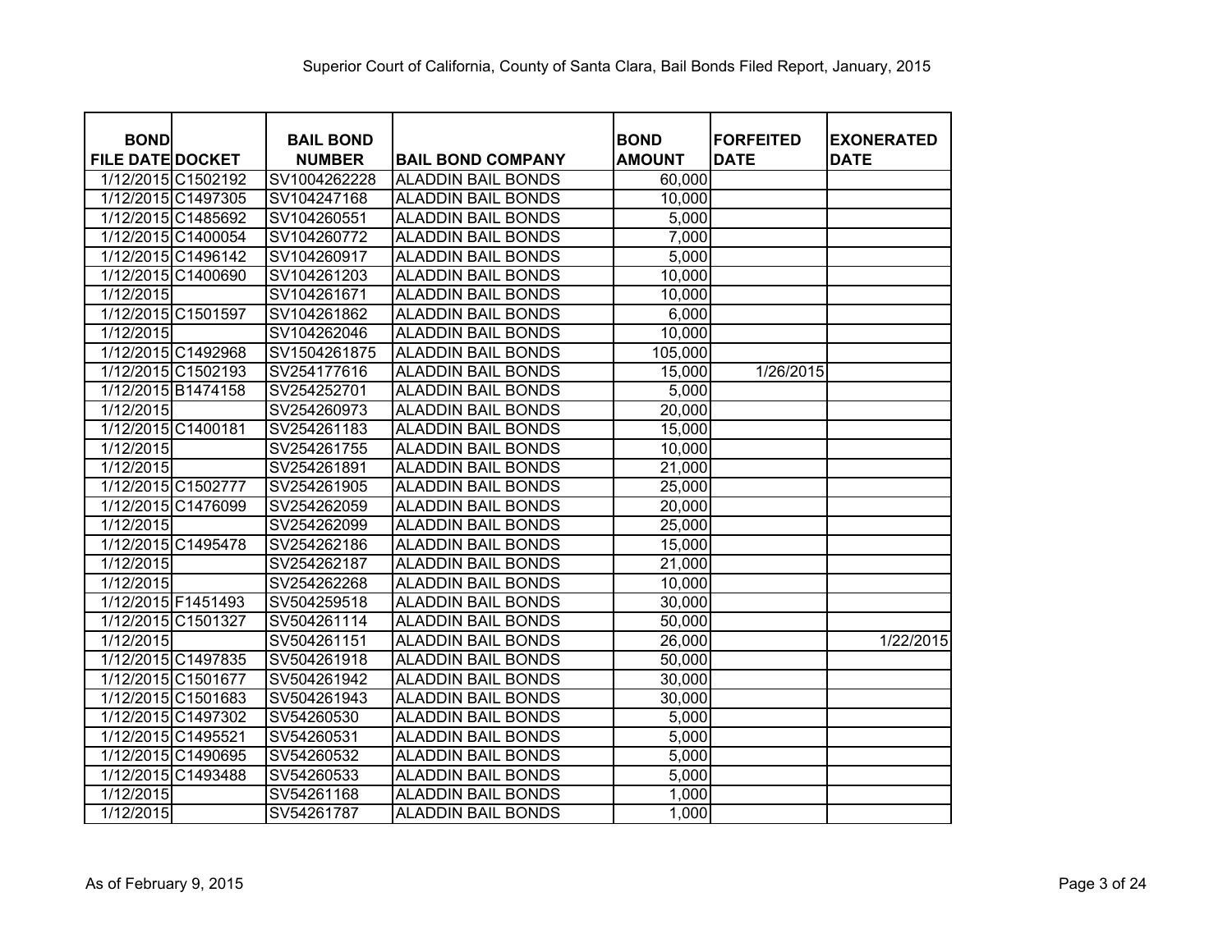Superior Court of California, County of Santa Clara, Bail Bonds Filed Report, January, 2015

| BOND FILE DATE | DOCKET | BAIL BOND NUMBER | BAIL BOND COMPANY | BOND AMOUNT | FORFEITED DATE | EXONERATED DATE |
|---|---|---|---|---|---|---|
| 1/12/2015 | C1502192 | SV1004262228 | ALADDIN BAIL BONDS | 60,000 | | |
| 1/12/2015 | C1497305 | SV104247168 | ALADDIN BAIL BONDS | 10,000 | | |
| 1/12/2015 | C1485692 | SV104260551 | ALADDIN BAIL BONDS | 5,000 | | |
| 1/12/2015 | C1400054 | SV104260772 | ALADDIN BAIL BONDS | 7,000 | | |
| 1/12/2015 | C1496142 | SV104260917 | ALADDIN BAIL BONDS | 5,000 | | |
| 1/12/2015 | C1400690 | SV104261203 | ALADDIN BAIL BONDS | 10,000 | | |
| 1/12/2015 | | SV104261671 | ALADDIN BAIL BONDS | 10,000 | | |
| 1/12/2015 | C1501597 | SV104261862 | ALADDIN BAIL BONDS | 6,000 | | |
| 1/12/2015 | | SV104262046 | ALADDIN BAIL BONDS | 10,000 | | |
| 1/12/2015 | C1492968 | SV1504261875 | ALADDIN BAIL BONDS | 105,000 | | |
| 1/12/2015 | C1502193 | SV254177616 | ALADDIN BAIL BONDS | 15,000 | 1/26/2015 | |
| 1/12/2015 | B1474158 | SV254252701 | ALADDIN BAIL BONDS | 5,000 | | |
| 1/12/2015 | | SV254260973 | ALADDIN BAIL BONDS | 20,000 | | |
| 1/12/2015 | C1400181 | SV254261183 | ALADDIN BAIL BONDS | 15,000 | | |
| 1/12/2015 | | SV254261755 | ALADDIN BAIL BONDS | 10,000 | | |
| 1/12/2015 | | SV254261891 | ALADDIN BAIL BONDS | 21,000 | | |
| 1/12/2015 | C1502777 | SV254261905 | ALADDIN BAIL BONDS | 25,000 | | |
| 1/12/2015 | C1476099 | SV254262059 | ALADDIN BAIL BONDS | 20,000 | | |
| 1/12/2015 | | SV254262099 | ALADDIN BAIL BONDS | 25,000 | | |
| 1/12/2015 | C1495478 | SV254262186 | ALADDIN BAIL BONDS | 15,000 | | |
| 1/12/2015 | | SV254262187 | ALADDIN BAIL BONDS | 21,000 | | |
| 1/12/2015 | | SV254262268 | ALADDIN BAIL BONDS | 10,000 | | |
| 1/12/2015 | F1451493 | SV504259518 | ALADDIN BAIL BONDS | 30,000 | | |
| 1/12/2015 | C1501327 | SV504261114 | ALADDIN BAIL BONDS | 50,000 | | |
| 1/12/2015 | | SV504261151 | ALADDIN BAIL BONDS | 26,000 | | 1/22/2015 |
| 1/12/2015 | C1497835 | SV504261918 | ALADDIN BAIL BONDS | 50,000 | | |
| 1/12/2015 | C1501677 | SV504261942 | ALADDIN BAIL BONDS | 30,000 | | |
| 1/12/2015 | C1501683 | SV504261943 | ALADDIN BAIL BONDS | 30,000 | | |
| 1/12/2015 | C1497302 | SV54260530 | ALADDIN BAIL BONDS | 5,000 | | |
| 1/12/2015 | C1495521 | SV54260531 | ALADDIN BAIL BONDS | 5,000 | | |
| 1/12/2015 | C1490695 | SV54260532 | ALADDIN BAIL BONDS | 5,000 | | |
| 1/12/2015 | C1493488 | SV54260533 | ALADDIN BAIL BONDS | 5,000 | | |
| 1/12/2015 | | SV54261168 | ALADDIN BAIL BONDS | 1,000 | | |
| 1/12/2015 | | SV54261787 | ALADDIN BAIL BONDS | 1,000 | | |

As of February 9, 2015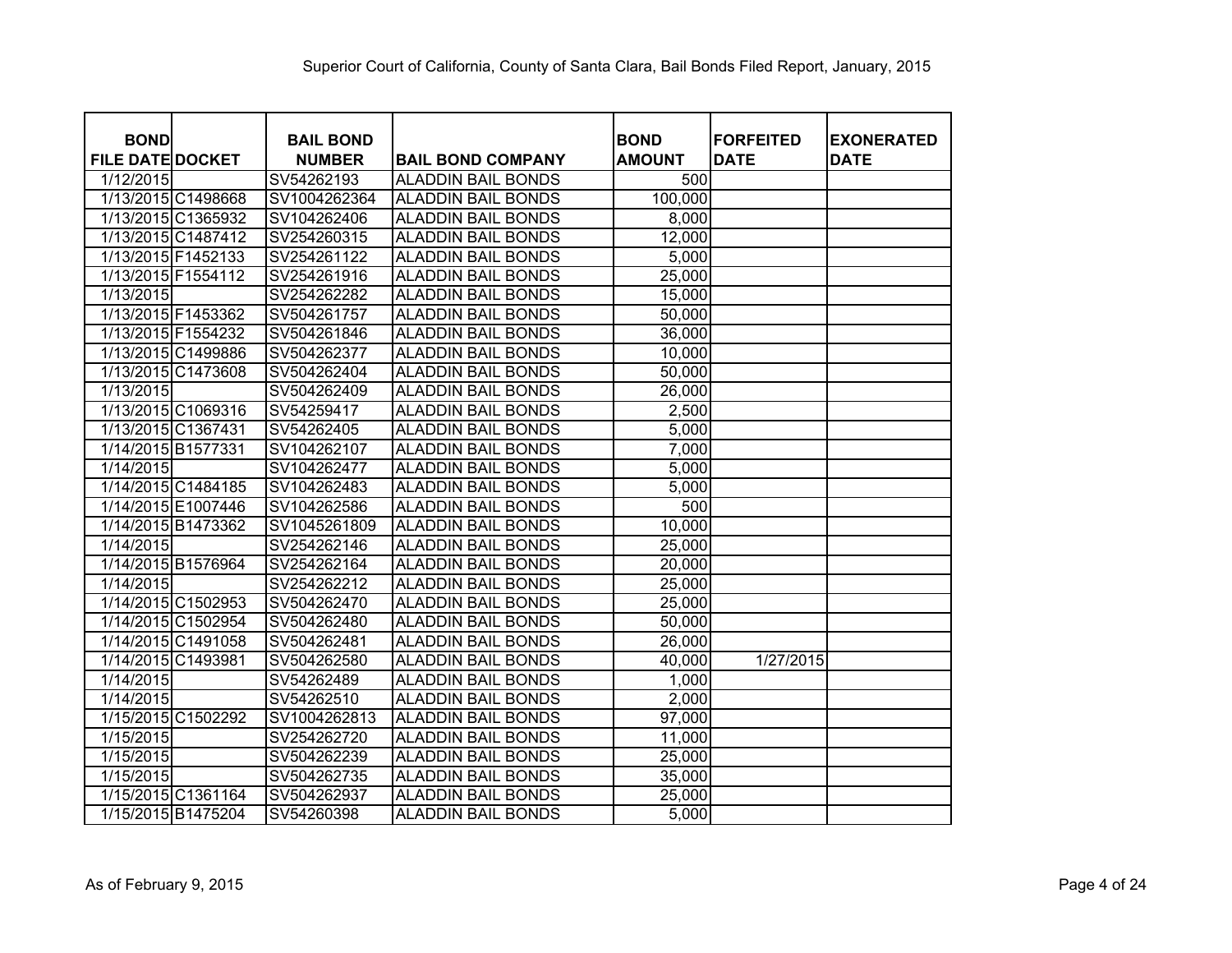Superior Court of California, County of Santa Clara, Bail Bonds Filed Report, January, 2015

| BOND FILE DATE | DOCKET | BAIL BOND NUMBER | BAIL BOND COMPANY | BOND AMOUNT | FORFEITED DATE | EXONERATED DATE |
|---|---|---|---|---|---|---|
| 1/12/2015 | | SV54262193 | ALADDIN BAIL BONDS | 500 | | |
| 1/13/2015 | C1498668 | SV1004262364 | ALADDIN BAIL BONDS | 100,000 | | |
| 1/13/2015 | C1365932 | SV104262406 | ALADDIN BAIL BONDS | 8,000 | | |
| 1/13/2015 | C1487412 | SV254260315 | ALADDIN BAIL BONDS | 12,000 | | |
| 1/13/2015 | F1452133 | SV254261122 | ALADDIN BAIL BONDS | 5,000 | | |
| 1/13/2015 | F1554112 | SV254261916 | ALADDIN BAIL BONDS | 25,000 | | |
| 1/13/2015 | | SV254262282 | ALADDIN BAIL BONDS | 15,000 | | |
| 1/13/2015 | F1453362 | SV504261757 | ALADDIN BAIL BONDS | 50,000 | | |
| 1/13/2015 | F1554232 | SV504261846 | ALADDIN BAIL BONDS | 36,000 | | |
| 1/13/2015 | C1499886 | SV504262377 | ALADDIN BAIL BONDS | 10,000 | | |
| 1/13/2015 | C1473608 | SV504262404 | ALADDIN BAIL BONDS | 50,000 | | |
| 1/13/2015 | | SV504262409 | ALADDIN BAIL BONDS | 26,000 | | |
| 1/13/2015 | C1069316 | SV54259417 | ALADDIN BAIL BONDS | 2,500 | | |
| 1/13/2015 | C1367431 | SV54262405 | ALADDIN BAIL BONDS | 5,000 | | |
| 1/14/2015 | B1577331 | SV104262107 | ALADDIN BAIL BONDS | 7,000 | | |
| 1/14/2015 | | SV104262477 | ALADDIN BAIL BONDS | 5,000 | | |
| 1/14/2015 | C1484185 | SV104262483 | ALADDIN BAIL BONDS | 5,000 | | |
| 1/14/2015 | E1007446 | SV104262586 | ALADDIN BAIL BONDS | 500 | | |
| 1/14/2015 | B1473362 | SV1045261809 | ALADDIN BAIL BONDS | 10,000 | | |
| 1/14/2015 | | SV254262146 | ALADDIN BAIL BONDS | 25,000 | | |
| 1/14/2015 | B1576964 | SV254262164 | ALADDIN BAIL BONDS | 20,000 | | |
| 1/14/2015 | | SV254262212 | ALADDIN BAIL BONDS | 25,000 | | |
| 1/14/2015 | C1502953 | SV504262470 | ALADDIN BAIL BONDS | 25,000 | | |
| 1/14/2015 | C1502954 | SV504262480 | ALADDIN BAIL BONDS | 50,000 | | |
| 1/14/2015 | C1491058 | SV504262481 | ALADDIN BAIL BONDS | 26,000 | | |
| 1/14/2015 | C1493981 | SV504262580 | ALADDIN BAIL BONDS | 40,000 | 1/27/2015 | |
| 1/14/2015 | | SV54262489 | ALADDIN BAIL BONDS | 1,000 | | |
| 1/14/2015 | | SV54262510 | ALADDIN BAIL BONDS | 2,000 | | |
| 1/15/2015 | C1502292 | SV1004262813 | ALADDIN BAIL BONDS | 97,000 | | |
| 1/15/2015 | | SV254262720 | ALADDIN BAIL BONDS | 11,000 | | |
| 1/15/2015 | | SV504262239 | ALADDIN BAIL BONDS | 25,000 | | |
| 1/15/2015 | | SV504262735 | ALADDIN BAIL BONDS | 35,000 | | |
| 1/15/2015 | C1361164 | SV504262937 | ALADDIN BAIL BONDS | 25,000 | | |
| 1/15/2015 | B1475204 | SV54260398 | ALADDIN BAIL BONDS | 5,000 | | |

As of February 9, 2015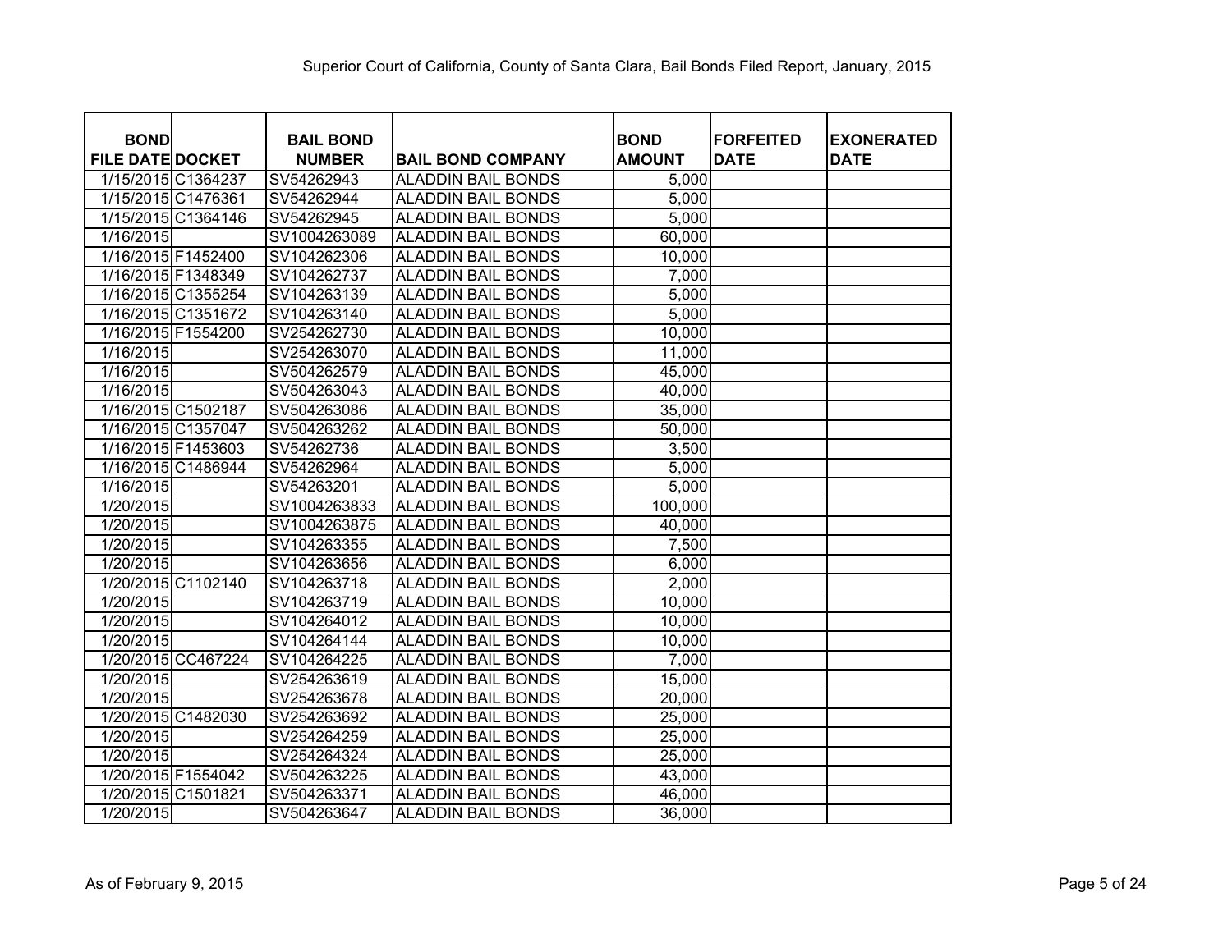Superior Court of California, County of Santa Clara, Bail Bonds Filed Report, January, 2015

| BOND FILE DATE | DOCKET | BAIL BOND NUMBER | BAIL BOND COMPANY | BOND AMOUNT | FORFEITED DATE | EXONERATED DATE |
|---|---|---|---|---|---|---|
| 1/15/2015 | C1364237 | SV54262943 | ALADDIN BAIL BONDS | 5,000 | | |
| 1/15/2015 | C1476361 | SV54262944 | ALADDIN BAIL BONDS | 5,000 | | |
| 1/15/2015 | C1364146 | SV54262945 | ALADDIN BAIL BONDS | 5,000 | | |
| 1/16/2015 | | SV1004263089 | ALADDIN BAIL BONDS | 60,000 | | |
| 1/16/2015 | F1452400 | SV104262306 | ALADDIN BAIL BONDS | 10,000 | | |
| 1/16/2015 | F1348349 | SV104262737 | ALADDIN BAIL BONDS | 7,000 | | |
| 1/16/2015 | C1355254 | SV104263139 | ALADDIN BAIL BONDS | 5,000 | | |
| 1/16/2015 | C1351672 | SV104263140 | ALADDIN BAIL BONDS | 5,000 | | |
| 1/16/2015 | F1554200 | SV254262730 | ALADDIN BAIL BONDS | 10,000 | | |
| 1/16/2015 | | SV254263070 | ALADDIN BAIL BONDS | 11,000 | | |
| 1/16/2015 | | SV504262579 | ALADDIN BAIL BONDS | 45,000 | | |
| 1/16/2015 | | SV504263043 | ALADDIN BAIL BONDS | 40,000 | | |
| 1/16/2015 | C1502187 | SV504263086 | ALADDIN BAIL BONDS | 35,000 | | |
| 1/16/2015 | C1357047 | SV504263262 | ALADDIN BAIL BONDS | 50,000 | | |
| 1/16/2015 | F1453603 | SV54262736 | ALADDIN BAIL BONDS | 3,500 | | |
| 1/16/2015 | C1486944 | SV54262964 | ALADDIN BAIL BONDS | 5,000 | | |
| 1/16/2015 | | SV54263201 | ALADDIN BAIL BONDS | 5,000 | | |
| 1/20/2015 | | SV1004263833 | ALADDIN BAIL BONDS | 100,000 | | |
| 1/20/2015 | | SV1004263875 | ALADDIN BAIL BONDS | 40,000 | | |
| 1/20/2015 | | SV104263355 | ALADDIN BAIL BONDS | 7,500 | | |
| 1/20/2015 | | SV104263656 | ALADDIN BAIL BONDS | 6,000 | | |
| 1/20/2015 | C1102140 | SV104263718 | ALADDIN BAIL BONDS | 2,000 | | |
| 1/20/2015 | | SV104263719 | ALADDIN BAIL BONDS | 10,000 | | |
| 1/20/2015 | | SV104264012 | ALADDIN BAIL BONDS | 10,000 | | |
| 1/20/2015 | | SV104264144 | ALADDIN BAIL BONDS | 10,000 | | |
| 1/20/2015 | CC467224 | SV104264225 | ALADDIN BAIL BONDS | 7,000 | | |
| 1/20/2015 | | SV254263619 | ALADDIN BAIL BONDS | 15,000 | | |
| 1/20/2015 | | SV254263678 | ALADDIN BAIL BONDS | 20,000 | | |
| 1/20/2015 | C1482030 | SV254263692 | ALADDIN BAIL BONDS | 25,000 | | |
| 1/20/2015 | | SV254264259 | ALADDIN BAIL BONDS | 25,000 | | |
| 1/20/2015 | | SV254264324 | ALADDIN BAIL BONDS | 25,000 | | |
| 1/20/2015 | F1554042 | SV504263225 | ALADDIN BAIL BONDS | 43,000 | | |
| 1/20/2015 | C1501821 | SV504263371 | ALADDIN BAIL BONDS | 46,000 | | |
| 1/20/2015 | | SV504263647 | ALADDIN BAIL BONDS | 36,000 | | |

As of February 9, 2015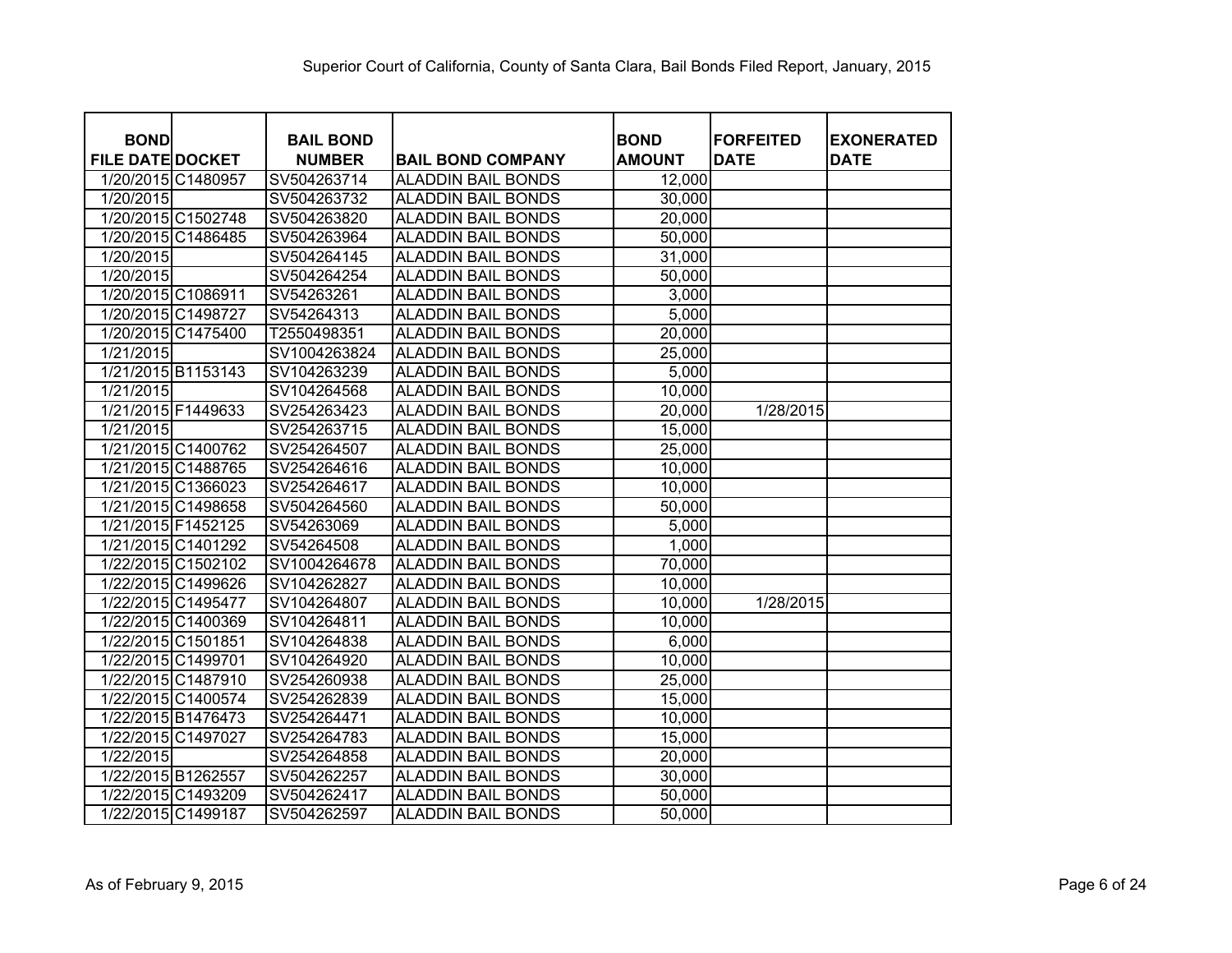Superior Court of California, County of Santa Clara, Bail Bonds Filed Report, January, 2015

| BOND FILE DATE | DOCKET | BAIL BOND NUMBER | BAIL BOND COMPANY | BOND AMOUNT | FORFEITED DATE | EXONERATED DATE |
|---|---|---|---|---|---|---|
| 1/20/2015 | C1480957 | SV504263714 | ALADDIN BAIL BONDS | 12,000 | | |
| 1/20/2015 | | SV504263732 | ALADDIN BAIL BONDS | 30,000 | | |
| 1/20/2015 | C1502748 | SV504263820 | ALADDIN BAIL BONDS | 20,000 | | |
| 1/20/2015 | C1486485 | SV504263964 | ALADDIN BAIL BONDS | 50,000 | | |
| 1/20/2015 | | SV504264145 | ALADDIN BAIL BONDS | 31,000 | | |
| 1/20/2015 | | SV504264254 | ALADDIN BAIL BONDS | 50,000 | | |
| 1/20/2015 | C1086911 | SV54263261 | ALADDIN BAIL BONDS | 3,000 | | |
| 1/20/2015 | C1498727 | SV54264313 | ALADDIN BAIL BONDS | 5,000 | | |
| 1/20/2015 | C1475400 | T2550498351 | ALADDIN BAIL BONDS | 20,000 | | |
| 1/21/2015 | | SV1004263824 | ALADDIN BAIL BONDS | 25,000 | | |
| 1/21/2015 | B1153143 | SV104263239 | ALADDIN BAIL BONDS | 5,000 | | |
| 1/21/2015 | | SV104264568 | ALADDIN BAIL BONDS | 10,000 | | |
| 1/21/2015 | F1449633 | SV254263423 | ALADDIN BAIL BONDS | 20,000 | 1/28/2015 | |
| 1/21/2015 | | SV254263715 | ALADDIN BAIL BONDS | 15,000 | | |
| 1/21/2015 | C1400762 | SV254264507 | ALADDIN BAIL BONDS | 25,000 | | |
| 1/21/2015 | C1488765 | SV254264616 | ALADDIN BAIL BONDS | 10,000 | | |
| 1/21/2015 | C1366023 | SV254264617 | ALADDIN BAIL BONDS | 10,000 | | |
| 1/21/2015 | C1498658 | SV504264560 | ALADDIN BAIL BONDS | 50,000 | | |
| 1/21/2015 | F1452125 | SV54263069 | ALADDIN BAIL BONDS | 5,000 | | |
| 1/21/2015 | C1401292 | SV54264508 | ALADDIN BAIL BONDS | 1,000 | | |
| 1/22/2015 | C1502102 | SV1004264678 | ALADDIN BAIL BONDS | 70,000 | | |
| 1/22/2015 | C1499626 | SV104262827 | ALADDIN BAIL BONDS | 10,000 | | |
| 1/22/2015 | C1495477 | SV104264807 | ALADDIN BAIL BONDS | 10,000 | 1/28/2015 | |
| 1/22/2015 | C1400369 | SV104264811 | ALADDIN BAIL BONDS | 10,000 | | |
| 1/22/2015 | C1501851 | SV104264838 | ALADDIN BAIL BONDS | 6,000 | | |
| 1/22/2015 | C1499701 | SV104264920 | ALADDIN BAIL BONDS | 10,000 | | |
| 1/22/2015 | C1487910 | SV254260938 | ALADDIN BAIL BONDS | 25,000 | | |
| 1/22/2015 | C1400574 | SV254262839 | ALADDIN BAIL BONDS | 15,000 | | |
| 1/22/2015 | B1476473 | SV254264471 | ALADDIN BAIL BONDS | 10,000 | | |
| 1/22/2015 | C1497027 | SV254264783 | ALADDIN BAIL BONDS | 15,000 | | |
| 1/22/2015 | | SV254264858 | ALADDIN BAIL BONDS | 20,000 | | |
| 1/22/2015 | B1262557 | SV504262257 | ALADDIN BAIL BONDS | 30,000 | | |
| 1/22/2015 | C1493209 | SV504262417 | ALADDIN BAIL BONDS | 50,000 | | |
| 1/22/2015 | C1499187 | SV504262597 | ALADDIN BAIL BONDS | 50,000 | | |

As of February 9, 2015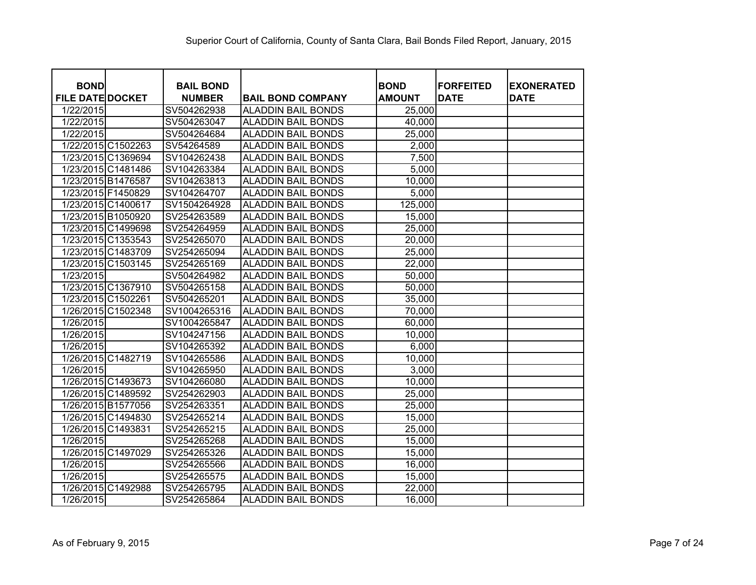Superior Court of California, County of Santa Clara, Bail Bonds Filed Report, January, 2015

| BOND FILE DATE | DOCKET | BAIL BOND NUMBER | BAIL BOND COMPANY | BOND AMOUNT | FORFEITED DATE | EXONERATED DATE |
|---|---|---|---|---|---|---|
| 1/22/2015 | | SV504262938 | ALADDIN BAIL BONDS | 25,000 | | |
| 1/22/2015 | | SV504263047 | ALADDIN BAIL BONDS | 40,000 | | |
| 1/22/2015 | | SV504264684 | ALADDIN BAIL BONDS | 25,000 | | |
| 1/22/2015 | C1502263 | SV54264589 | ALADDIN BAIL BONDS | 2,000 | | |
| 1/23/2015 | C1369694 | SV104262438 | ALADDIN BAIL BONDS | 7,500 | | |
| 1/23/2015 | C1481486 | SV104263384 | ALADDIN BAIL BONDS | 5,000 | | |
| 1/23/2015 | B1476587 | SV104263813 | ALADDIN BAIL BONDS | 10,000 | | |
| 1/23/2015 | F1450829 | SV104264707 | ALADDIN BAIL BONDS | 5,000 | | |
| 1/23/2015 | C1400617 | SV1504264928 | ALADDIN BAIL BONDS | 125,000 | | |
| 1/23/2015 | B1050920 | SV254263589 | ALADDIN BAIL BONDS | 15,000 | | |
| 1/23/2015 | C1499698 | SV254264959 | ALADDIN BAIL BONDS | 25,000 | | |
| 1/23/2015 | C1353543 | SV254265070 | ALADDIN BAIL BONDS | 20,000 | | |
| 1/23/2015 | C1483709 | SV254265094 | ALADDIN BAIL BONDS | 25,000 | | |
| 1/23/2015 | C1503145 | SV254265169 | ALADDIN BAIL BONDS | 22,000 | | |
| 1/23/2015 | | SV504264982 | ALADDIN BAIL BONDS | 50,000 | | |
| 1/23/2015 | C1367910 | SV504265158 | ALADDIN BAIL BONDS | 50,000 | | |
| 1/23/2015 | C1502261 | SV504265201 | ALADDIN BAIL BONDS | 35,000 | | |
| 1/26/2015 | C1502348 | SV1004265316 | ALADDIN BAIL BONDS | 70,000 | | |
| 1/26/2015 | | SV1004265847 | ALADDIN BAIL BONDS | 60,000 | | |
| 1/26/2015 | | SV104247156 | ALADDIN BAIL BONDS | 10,000 | | |
| 1/26/2015 | | SV104265392 | ALADDIN BAIL BONDS | 6,000 | | |
| 1/26/2015 | C1482719 | SV104265586 | ALADDIN BAIL BONDS | 10,000 | | |
| 1/26/2015 | | SV104265950 | ALADDIN BAIL BONDS | 3,000 | | |
| 1/26/2015 | C1493673 | SV104266080 | ALADDIN BAIL BONDS | 10,000 | | |
| 1/26/2015 | C1489592 | SV254262903 | ALADDIN BAIL BONDS | 25,000 | | |
| 1/26/2015 | B1577056 | SV254263351 | ALADDIN BAIL BONDS | 25,000 | | |
| 1/26/2015 | C1494830 | SV254265214 | ALADDIN BAIL BONDS | 15,000 | | |
| 1/26/2015 | C1493831 | SV254265215 | ALADDIN BAIL BONDS | 25,000 | | |
| 1/26/2015 | | SV254265268 | ALADDIN BAIL BONDS | 15,000 | | |
| 1/26/2015 | C1497029 | SV254265326 | ALADDIN BAIL BONDS | 15,000 | | |
| 1/26/2015 | | SV254265566 | ALADDIN BAIL BONDS | 16,000 | | |
| 1/26/2015 | | SV254265575 | ALADDIN BAIL BONDS | 15,000 | | |
| 1/26/2015 | C1492988 | SV254265795 | ALADDIN BAIL BONDS | 22,000 | | |
| 1/26/2015 | | SV254265864 | ALADDIN BAIL BONDS | 16,000 | | |

As of February 9, 2015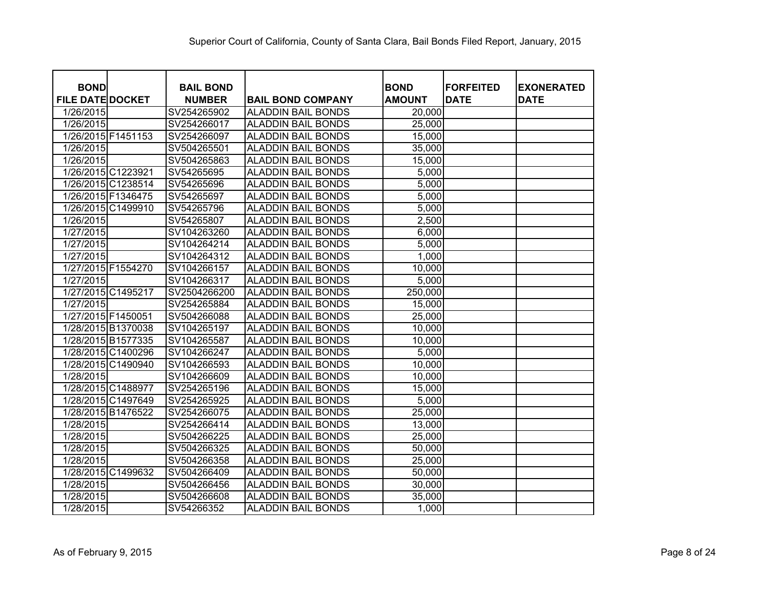Superior Court of California, County of Santa Clara, Bail Bonds Filed Report, January, 2015

| BOND FILE DATE | DOCKET | BAIL BOND NUMBER | BAIL BOND COMPANY | BOND AMOUNT | FORFEITED DATE | EXONERATED DATE |
|---|---|---|---|---|---|---|
| 1/26/2015 | | SV254265902 | ALADDIN BAIL BONDS | 20,000 | | |
| 1/26/2015 | | SV254266017 | ALADDIN BAIL BONDS | 25,000 | | |
| 1/26/2015 | F1451153 | SV254266097 | ALADDIN BAIL BONDS | 15,000 | | |
| 1/26/2015 | | SV504265501 | ALADDIN BAIL BONDS | 35,000 | | |
| 1/26/2015 | | SV504265863 | ALADDIN BAIL BONDS | 15,000 | | |
| 1/26/2015 | C1223921 | SV54265695 | ALADDIN BAIL BONDS | 5,000 | | |
| 1/26/2015 | C1238514 | SV54265696 | ALADDIN BAIL BONDS | 5,000 | | |
| 1/26/2015 | F1346475 | SV54265697 | ALADDIN BAIL BONDS | 5,000 | | |
| 1/26/2015 | C1499910 | SV54265796 | ALADDIN BAIL BONDS | 5,000 | | |
| 1/26/2015 | | SV54265807 | ALADDIN BAIL BONDS | 2,500 | | |
| 1/27/2015 | | SV104263260 | ALADDIN BAIL BONDS | 6,000 | | |
| 1/27/2015 | | SV104264214 | ALADDIN BAIL BONDS | 5,000 | | |
| 1/27/2015 | | SV104264312 | ALADDIN BAIL BONDS | 1,000 | | |
| 1/27/2015 | F1554270 | SV104266157 | ALADDIN BAIL BONDS | 10,000 | | |
| 1/27/2015 | | SV104266317 | ALADDIN BAIL BONDS | 5,000 | | |
| 1/27/2015 | C1495217 | SV2504266200 | ALADDIN BAIL BONDS | 250,000 | | |
| 1/27/2015 | | SV254265884 | ALADDIN BAIL BONDS | 15,000 | | |
| 1/27/2015 | F1450051 | SV504266088 | ALADDIN BAIL BONDS | 25,000 | | |
| 1/28/2015 | B1370038 | SV104265197 | ALADDIN BAIL BONDS | 10,000 | | |
| 1/28/2015 | B1577335 | SV104265587 | ALADDIN BAIL BONDS | 10,000 | | |
| 1/28/2015 | C1400296 | SV104266247 | ALADDIN BAIL BONDS | 5,000 | | |
| 1/28/2015 | C1490940 | SV104266593 | ALADDIN BAIL BONDS | 10,000 | | |
| 1/28/2015 | | SV104266609 | ALADDIN BAIL BONDS | 10,000 | | |
| 1/28/2015 | C1488977 | SV254265196 | ALADDIN BAIL BONDS | 15,000 | | |
| 1/28/2015 | C1497649 | SV254265925 | ALADDIN BAIL BONDS | 5,000 | | |
| 1/28/2015 | B1476522 | SV254266075 | ALADDIN BAIL BONDS | 25,000 | | |
| 1/28/2015 | | SV254266414 | ALADDIN BAIL BONDS | 13,000 | | |
| 1/28/2015 | | SV504266225 | ALADDIN BAIL BONDS | 25,000 | | |
| 1/28/2015 | | SV504266325 | ALADDIN BAIL BONDS | 50,000 | | |
| 1/28/2015 | | SV504266358 | ALADDIN BAIL BONDS | 25,000 | | |
| 1/28/2015 | C1499632 | SV504266409 | ALADDIN BAIL BONDS | 50,000 | | |
| 1/28/2015 | | SV504266456 | ALADDIN BAIL BONDS | 30,000 | | |
| 1/28/2015 | | SV504266608 | ALADDIN BAIL BONDS | 35,000 | | |
| 1/28/2015 | | SV54266352 | ALADDIN BAIL BONDS | 1,000 | | |

As of February 9, 2015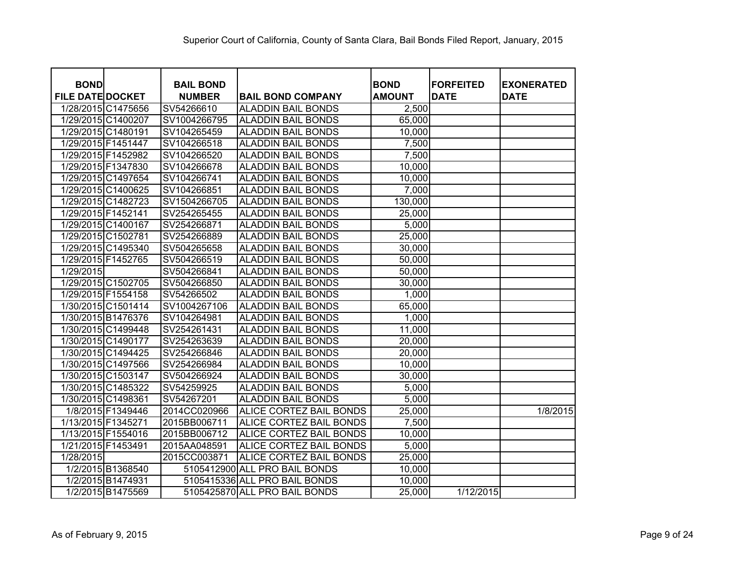Superior Court of California, County of Santa Clara, Bail Bonds Filed Report, January, 2015

| BOND FILE DATE | DOCKET | BAIL BOND NUMBER | BAIL BOND COMPANY | BOND AMOUNT | FORFEITED DATE | EXONERATED DATE |
|---|---|---|---|---|---|---|
| 1/28/2015 | C1475656 | SV54266610 | ALADDIN BAIL BONDS | 2,500 | | |
| 1/29/2015 | C1400207 | SV1004266795 | ALADDIN BAIL BONDS | 65,000 | | |
| 1/29/2015 | C1480191 | SV104265459 | ALADDIN BAIL BONDS | 10,000 | | |
| 1/29/2015 | F1451447 | SV104266518 | ALADDIN BAIL BONDS | 7,500 | | |
| 1/29/2015 | F1452982 | SV104266520 | ALADDIN BAIL BONDS | 7,500 | | |
| 1/29/2015 | F1347830 | SV104266678 | ALADDIN BAIL BONDS | 10,000 | | |
| 1/29/2015 | C1497654 | SV104266741 | ALADDIN BAIL BONDS | 10,000 | | |
| 1/29/2015 | C1400625 | SV104266851 | ALADDIN BAIL BONDS | 7,000 | | |
| 1/29/2015 | C1482723 | SV1504266705 | ALADDIN BAIL BONDS | 130,000 | | |
| 1/29/2015 | F1452141 | SV254265455 | ALADDIN BAIL BONDS | 25,000 | | |
| 1/29/2015 | C1400167 | SV254266871 | ALADDIN BAIL BONDS | 5,000 | | |
| 1/29/2015 | C1502781 | SV254266889 | ALADDIN BAIL BONDS | 25,000 | | |
| 1/29/2015 | C1495340 | SV504265658 | ALADDIN BAIL BONDS | 30,000 | | |
| 1/29/2015 | F1452765 | SV504266519 | ALADDIN BAIL BONDS | 50,000 | | |
| 1/29/2015 | | SV504266841 | ALADDIN BAIL BONDS | 50,000 | | |
| 1/29/2015 | C1502705 | SV504266850 | ALADDIN BAIL BONDS | 30,000 | | |
| 1/29/2015 | F1554158 | SV54266502 | ALADDIN BAIL BONDS | 1,000 | | |
| 1/30/2015 | C1501414 | SV1004267106 | ALADDIN BAIL BONDS | 65,000 | | |
| 1/30/2015 | B1476376 | SV104264981 | ALADDIN BAIL BONDS | 1,000 | | |
| 1/30/2015 | C1499448 | SV254261431 | ALADDIN BAIL BONDS | 11,000 | | |
| 1/30/2015 | C1490177 | SV254263639 | ALADDIN BAIL BONDS | 20,000 | | |
| 1/30/2015 | C1494425 | SV254266846 | ALADDIN BAIL BONDS | 20,000 | | |
| 1/30/2015 | C1497566 | SV254266984 | ALADDIN BAIL BONDS | 10,000 | | |
| 1/30/2015 | C1503147 | SV504266924 | ALADDIN BAIL BONDS | 30,000 | | |
| 1/30/2015 | C1485322 | SV54259925 | ALADDIN BAIL BONDS | 5,000 | | |
| 1/30/2015 | C1498361 | SV54267201 | ALADDIN BAIL BONDS | 5,000 | | |
| 1/8/2015 | F1349446 | 2014CC020966 | ALICE CORTEZ BAIL BONDS | 25,000 | | 1/8/2015 |
| 1/13/2015 | F1345271 | 2015BB006711 | ALICE CORTEZ BAIL BONDS | 7,500 | | |
| 1/13/2015 | F1554016 | 2015BB006712 | ALICE CORTEZ BAIL BONDS | 10,000 | | |
| 1/21/2015 | F1453491 | 2015AA048591 | ALICE CORTEZ BAIL BONDS | 5,000 | | |
| 1/28/2015 | | 2015CC003871 | ALICE CORTEZ BAIL BONDS | 25,000 | | |
| 1/2/2015 | B1368540 | 5105412900 | ALL PRO BAIL BONDS | 10,000 | | |
| 1/2/2015 | B1474931 | 5105415336 | ALL PRO BAIL BONDS | 10,000 | | |
| 1/2/2015 | B1475569 | 5105425870 | ALL PRO BAIL BONDS | 25,000 | 1/12/2015 | |

As of February 9, 2015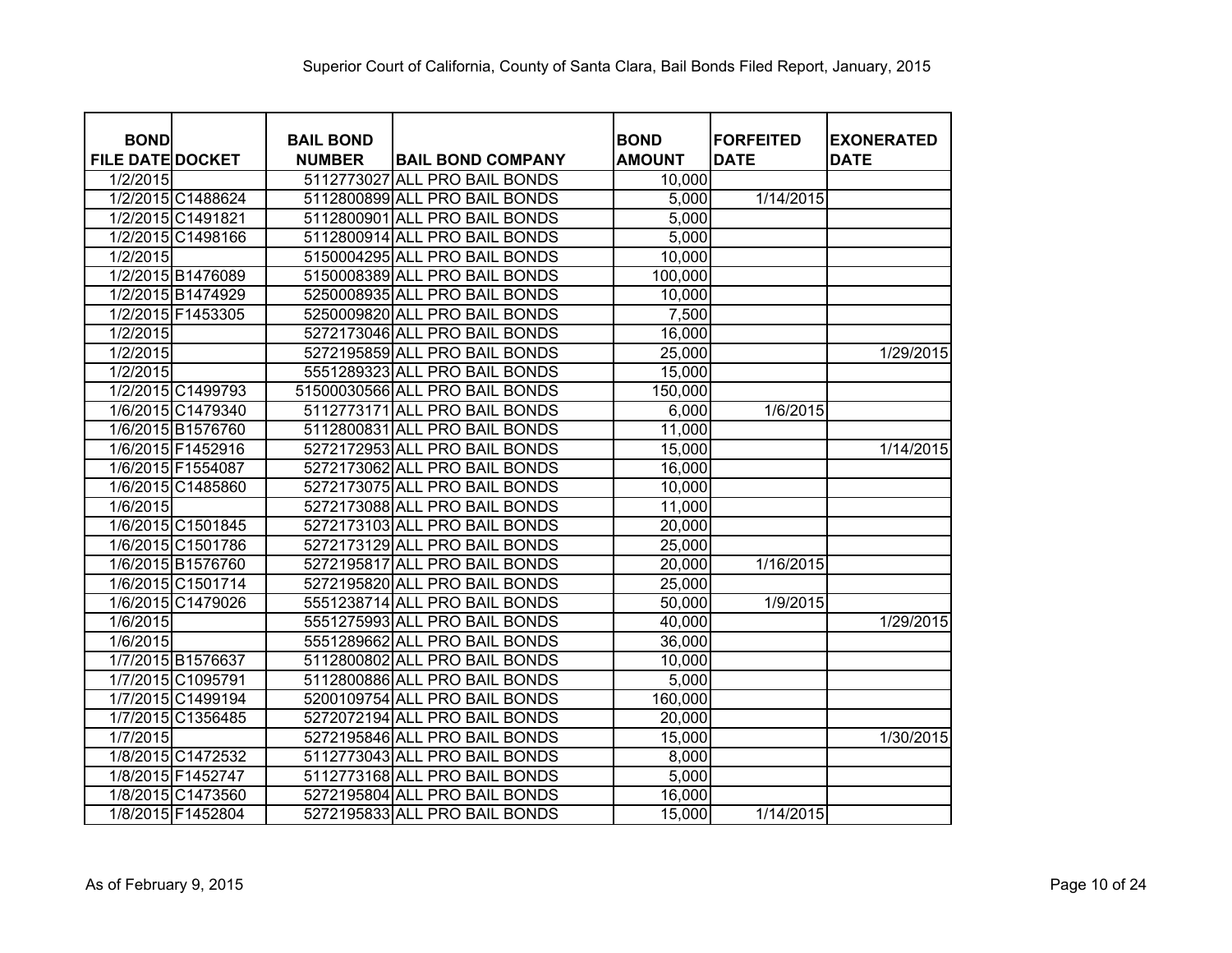Superior Court of California, County of Santa Clara, Bail Bonds Filed Report, January, 2015

| BOND FILE DATE | DOCKET | BAIL BOND NUMBER | BAIL BOND COMPANY | BOND AMOUNT | FORFEITED DATE | EXONERATED DATE |
|---|---|---|---|---|---|---|
| 1/2/2015 | | 5112773027 | ALL PRO BAIL BONDS | 10,000 | | |
| 1/2/2015 | C1488624 | 5112800899 | ALL PRO BAIL BONDS | 5,000 | 1/14/2015 | |
| 1/2/2015 | C1491821 | 5112800901 | ALL PRO BAIL BONDS | 5,000 | | |
| 1/2/2015 | C1498166 | 5112800914 | ALL PRO BAIL BONDS | 5,000 | | |
| 1/2/2015 | | 5150004295 | ALL PRO BAIL BONDS | 10,000 | | |
| 1/2/2015 | B1476089 | 5150008389 | ALL PRO BAIL BONDS | 100,000 | | |
| 1/2/2015 | B1474929 | 5250008935 | ALL PRO BAIL BONDS | 10,000 | | |
| 1/2/2015 | F1453305 | 5250009820 | ALL PRO BAIL BONDS | 7,500 | | |
| 1/2/2015 | | 5272173046 | ALL PRO BAIL BONDS | 16,000 | | |
| 1/2/2015 | | 5272195859 | ALL PRO BAIL BONDS | 25,000 | | 1/29/2015 |
| 1/2/2015 | | 5551289323 | ALL PRO BAIL BONDS | 15,000 | | |
| 1/2/2015 | C1499793 | 51500030566 | ALL PRO BAIL BONDS | 150,000 | | |
| 1/6/2015 | C1479340 | 5112773171 | ALL PRO BAIL BONDS | 6,000 | 1/6/2015 | |
| 1/6/2015 | B1576760 | 5112800831 | ALL PRO BAIL BONDS | 11,000 | | |
| 1/6/2015 | F1452916 | 5272172953 | ALL PRO BAIL BONDS | 15,000 | | 1/14/2015 |
| 1/6/2015 | F1554087 | 5272173062 | ALL PRO BAIL BONDS | 16,000 | | |
| 1/6/2015 | C1485860 | 5272173075 | ALL PRO BAIL BONDS | 10,000 | | |
| 1/6/2015 | | 5272173088 | ALL PRO BAIL BONDS | 11,000 | | |
| 1/6/2015 | C1501845 | 5272173103 | ALL PRO BAIL BONDS | 20,000 | | |
| 1/6/2015 | C1501786 | 5272173129 | ALL PRO BAIL BONDS | 25,000 | | |
| 1/6/2015 | B1576760 | 5272195817 | ALL PRO BAIL BONDS | 20,000 | 1/16/2015 | |
| 1/6/2015 | C1501714 | 5272195820 | ALL PRO BAIL BONDS | 25,000 | | |
| 1/6/2015 | C1479026 | 5551238714 | ALL PRO BAIL BONDS | 50,000 | 1/9/2015 | |
| 1/6/2015 | | 5551275993 | ALL PRO BAIL BONDS | 40,000 | | 1/29/2015 |
| 1/6/2015 | | 5551289662 | ALL PRO BAIL BONDS | 36,000 | | |
| 1/7/2015 | B1576637 | 5112800802 | ALL PRO BAIL BONDS | 10,000 | | |
| 1/7/2015 | C1095791 | 5112800886 | ALL PRO BAIL BONDS | 5,000 | | |
| 1/7/2015 | C1499194 | 5200109754 | ALL PRO BAIL BONDS | 160,000 | | |
| 1/7/2015 | C1356485 | 5272072194 | ALL PRO BAIL BONDS | 20,000 | | |
| 1/7/2015 | | 5272195846 | ALL PRO BAIL BONDS | 15,000 | | 1/30/2015 |
| 1/8/2015 | C1472532 | 5112773043 | ALL PRO BAIL BONDS | 8,000 | | |
| 1/8/2015 | F1452747 | 5112773168 | ALL PRO BAIL BONDS | 5,000 | | |
| 1/8/2015 | C1473560 | 5272195804 | ALL PRO BAIL BONDS | 16,000 | | |
| 1/8/2015 | F1452804 | 5272195833 | ALL PRO BAIL BONDS | 15,000 | 1/14/2015 | |

As of February 9, 2015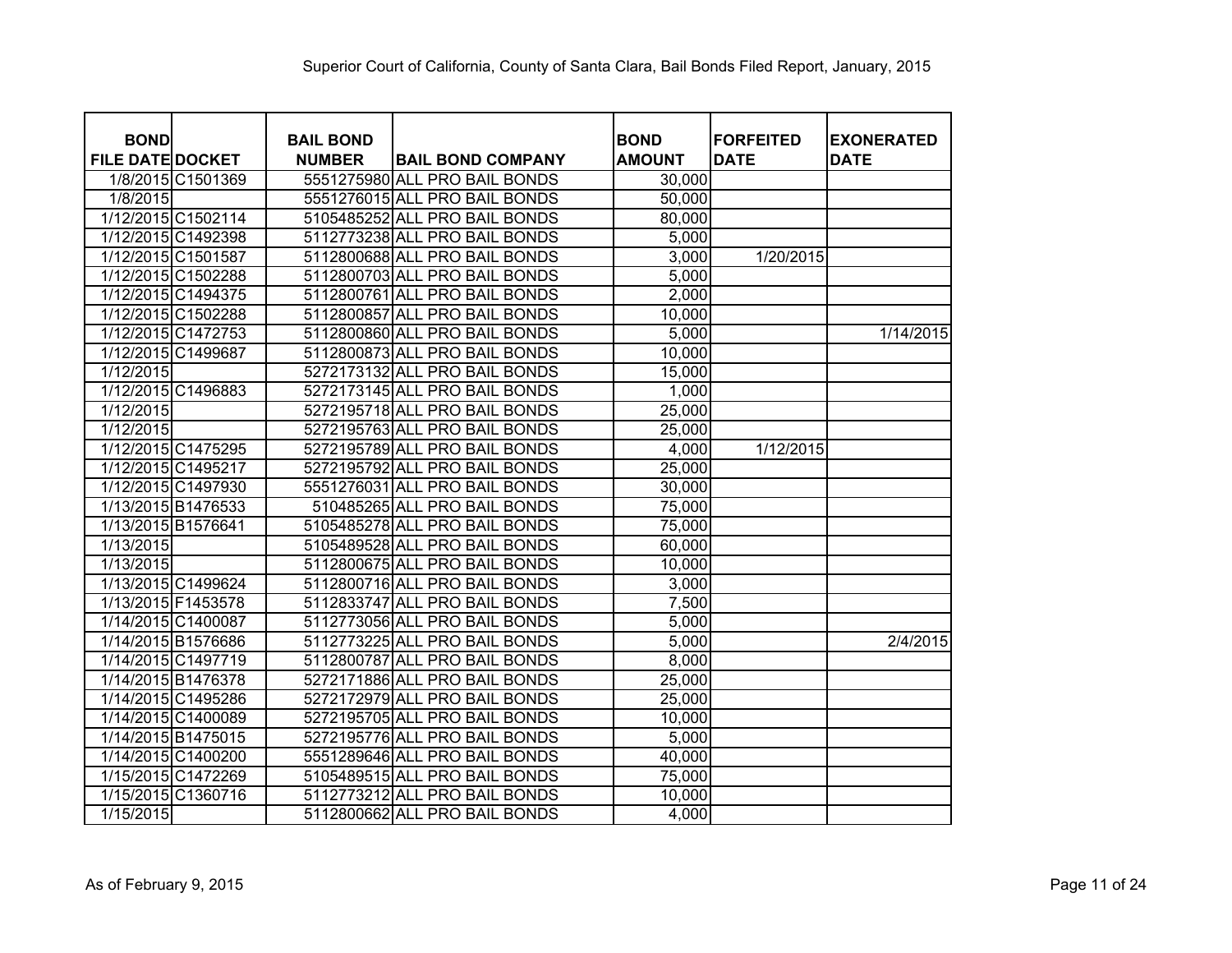Superior Court of California, County of Santa Clara, Bail Bonds Filed Report, January, 2015

| BOND FILE DATE | DOCKET | BAIL BOND NUMBER | BAIL BOND COMPANY | BOND AMOUNT | FORFEITED DATE | EXONERATED DATE |
|---|---|---|---|---|---|---|
| 1/8/2015 | C1501369 | 5551275980 | ALL PRO BAIL BONDS | 30,000 | | |
| 1/8/2015 | | 5551276015 | ALL PRO BAIL BONDS | 50,000 | | |
| 1/12/2015 | C1502114 | 5105485252 | ALL PRO BAIL BONDS | 80,000 | | |
| 1/12/2015 | C1492398 | 5112773238 | ALL PRO BAIL BONDS | 5,000 | | |
| 1/12/2015 | C1501587 | 5112800688 | ALL PRO BAIL BONDS | 3,000 | 1/20/2015 | |
| 1/12/2015 | C1502288 | 5112800703 | ALL PRO BAIL BONDS | 5,000 | | |
| 1/12/2015 | C1494375 | 5112800761 | ALL PRO BAIL BONDS | 2,000 | | |
| 1/12/2015 | C1502288 | 5112800857 | ALL PRO BAIL BONDS | 10,000 | | |
| 1/12/2015 | C1472753 | 5112800860 | ALL PRO BAIL BONDS | 5,000 | | 1/14/2015 |
| 1/12/2015 | C1499687 | 5112800873 | ALL PRO BAIL BONDS | 10,000 | | |
| 1/12/2015 | | 5272173132 | ALL PRO BAIL BONDS | 15,000 | | |
| 1/12/2015 | C1496883 | 5272173145 | ALL PRO BAIL BONDS | 1,000 | | |
| 1/12/2015 | | 5272195718 | ALL PRO BAIL BONDS | 25,000 | | |
| 1/12/2015 | | 5272195763 | ALL PRO BAIL BONDS | 25,000 | | |
| 1/12/2015 | C1475295 | 5272195789 | ALL PRO BAIL BONDS | 4,000 | 1/12/2015 | |
| 1/12/2015 | C1495217 | 5272195792 | ALL PRO BAIL BONDS | 25,000 | | |
| 1/12/2015 | C1497930 | 5551276031 | ALL PRO BAIL BONDS | 30,000 | | |
| 1/13/2015 | B1476533 | 510485265 | ALL PRO BAIL BONDS | 75,000 | | |
| 1/13/2015 | B1576641 | 5105485278 | ALL PRO BAIL BONDS | 75,000 | | |
| 1/13/2015 | | 5105489528 | ALL PRO BAIL BONDS | 60,000 | | |
| 1/13/2015 | | 5112800675 | ALL PRO BAIL BONDS | 10,000 | | |
| 1/13/2015 | C1499624 | 5112800716 | ALL PRO BAIL BONDS | 3,000 | | |
| 1/13/2015 | F1453578 | 5112833747 | ALL PRO BAIL BONDS | 7,500 | | |
| 1/14/2015 | C1400087 | 5112773056 | ALL PRO BAIL BONDS | 5,000 | | |
| 1/14/2015 | B1576686 | 5112773225 | ALL PRO BAIL BONDS | 5,000 | | 2/4/2015 |
| 1/14/2015 | C1497719 | 5112800787 | ALL PRO BAIL BONDS | 8,000 | | |
| 1/14/2015 | B1476378 | 5272171886 | ALL PRO BAIL BONDS | 25,000 | | |
| 1/14/2015 | C1495286 | 5272172979 | ALL PRO BAIL BONDS | 25,000 | | |
| 1/14/2015 | C1400089 | 5272195705 | ALL PRO BAIL BONDS | 10,000 | | |
| 1/14/2015 | B1475015 | 5272195776 | ALL PRO BAIL BONDS | 5,000 | | |
| 1/14/2015 | C1400200 | 5551289646 | ALL PRO BAIL BONDS | 40,000 | | |
| 1/15/2015 | C1472269 | 5105489515 | ALL PRO BAIL BONDS | 75,000 | | |
| 1/15/2015 | C1360716 | 5112773212 | ALL PRO BAIL BONDS | 10,000 | | |
| 1/15/2015 | | 5112800662 | ALL PRO BAIL BONDS | 4,000 | | |

As of February 9, 2015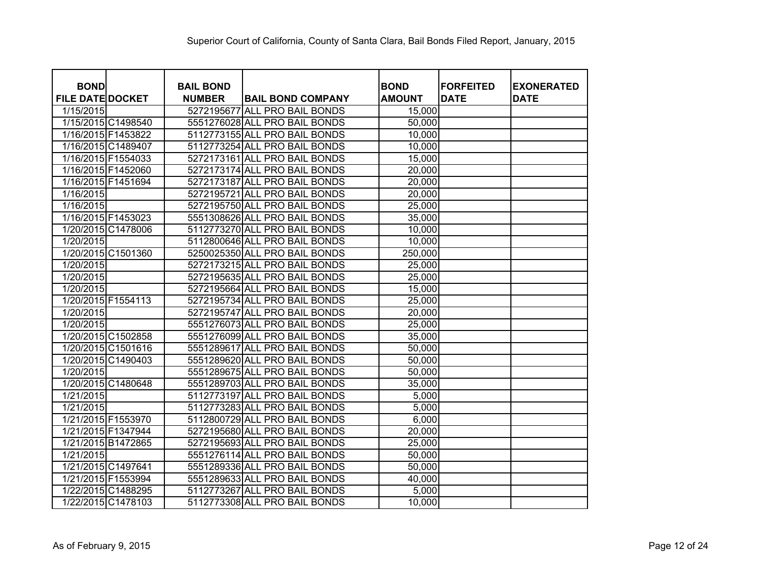Superior Court of California, County of Santa Clara, Bail Bonds Filed Report, January, 2015

| BOND FILE DATE | DOCKET | BAIL BOND NUMBER | BAIL BOND COMPANY | BOND AMOUNT | FORFEITED DATE | EXONERATED DATE |
|---|---|---|---|---|---|---|
| 1/15/2015 | | 5272195677 | ALL PRO BAIL BONDS | 15,000 | | |
| 1/15/2015 | C1498540 | 5551276028 | ALL PRO BAIL BONDS | 50,000 | | |
| 1/16/2015 | F1453822 | 5112773155 | ALL PRO BAIL BONDS | 10,000 | | |
| 1/16/2015 | C1489407 | 5112773254 | ALL PRO BAIL BONDS | 10,000 | | |
| 1/16/2015 | F1554033 | 5272173161 | ALL PRO BAIL BONDS | 15,000 | | |
| 1/16/2015 | F1452060 | 5272173174 | ALL PRO BAIL BONDS | 20,000 | | |
| 1/16/2015 | F1451694 | 5272173187 | ALL PRO BAIL BONDS | 20,000 | | |
| 1/16/2015 | | 5272195721 | ALL PRO BAIL BONDS | 20,000 | | |
| 1/16/2015 | | 5272195750 | ALL PRO BAIL BONDS | 25,000 | | |
| 1/16/2015 | F1453023 | 5551308626 | ALL PRO BAIL BONDS | 35,000 | | |
| 1/20/2015 | C1478006 | 5112773270 | ALL PRO BAIL BONDS | 10,000 | | |
| 1/20/2015 | | 5112800646 | ALL PRO BAIL BONDS | 10,000 | | |
| 1/20/2015 | C1501360 | 5250025350 | ALL PRO BAIL BONDS | 250,000 | | |
| 1/20/2015 | | 5272173215 | ALL PRO BAIL BONDS | 25,000 | | |
| 1/20/2015 | | 5272195635 | ALL PRO BAIL BONDS | 25,000 | | |
| 1/20/2015 | | 5272195664 | ALL PRO BAIL BONDS | 15,000 | | |
| 1/20/2015 | F1554113 | 5272195734 | ALL PRO BAIL BONDS | 25,000 | | |
| 1/20/2015 | | 5272195747 | ALL PRO BAIL BONDS | 20,000 | | |
| 1/20/2015 | | 5551276073 | ALL PRO BAIL BONDS | 25,000 | | |
| 1/20/2015 | C1502858 | 5551276099 | ALL PRO BAIL BONDS | 35,000 | | |
| 1/20/2015 | C1501616 | 5551289617 | ALL PRO BAIL BONDS | 50,000 | | |
| 1/20/2015 | C1490403 | 5551289620 | ALL PRO BAIL BONDS | 50,000 | | |
| 1/20/2015 | | 5551289675 | ALL PRO BAIL BONDS | 50,000 | | |
| 1/20/2015 | C1480648 | 5551289703 | ALL PRO BAIL BONDS | 35,000 | | |
| 1/21/2015 | | 5112773197 | ALL PRO BAIL BONDS | 5,000 | | |
| 1/21/2015 | | 5112773283 | ALL PRO BAIL BONDS | 5,000 | | |
| 1/21/2015 | F1553970 | 5112800729 | ALL PRO BAIL BONDS | 6,000 | | |
| 1/21/2015 | F1347944 | 5272195680 | ALL PRO BAIL BONDS | 20,000 | | |
| 1/21/2015 | B1472865 | 5272195693 | ALL PRO BAIL BONDS | 25,000 | | |
| 1/21/2015 | | 5551276114 | ALL PRO BAIL BONDS | 50,000 | | |
| 1/21/2015 | C1497641 | 5551289336 | ALL PRO BAIL BONDS | 50,000 | | |
| 1/21/2015 | F1553994 | 5551289633 | ALL PRO BAIL BONDS | 40,000 | | |
| 1/22/2015 | C1488295 | 5112773267 | ALL PRO BAIL BONDS | 5,000 | | |
| 1/22/2015 | C1478103 | 5112773308 | ALL PRO BAIL BONDS | 10,000 | | |

As of February 9, 2015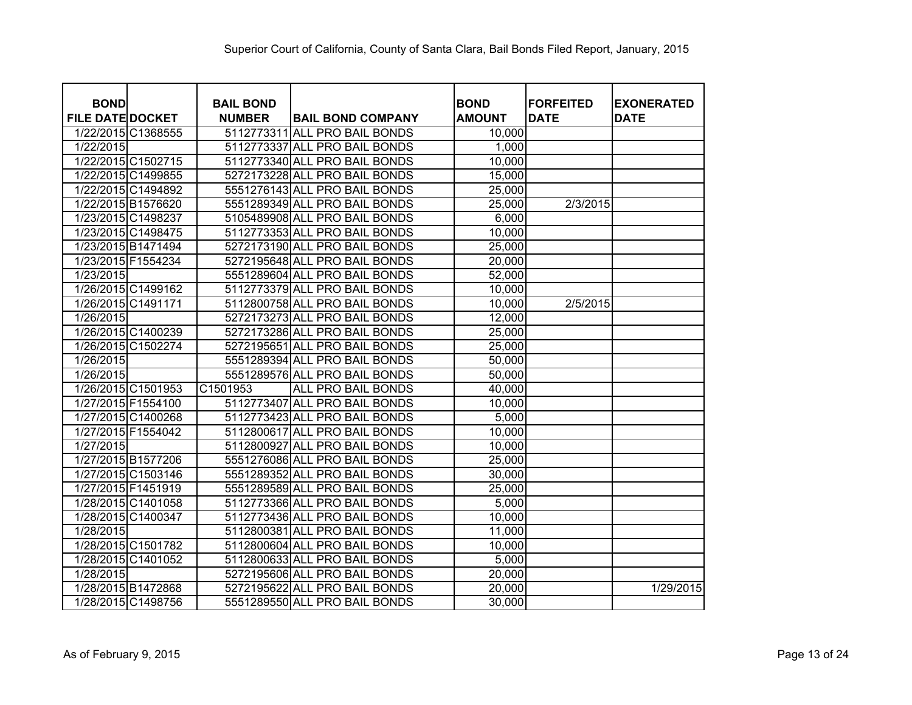Superior Court of California, County of Santa Clara, Bail Bonds Filed Report, January, 2015

| BOND FILE DATE | DOCKET | BAIL BOND NUMBER | BAIL BOND COMPANY | BOND AMOUNT | FORFEITED DATE | EXONERATED DATE |
|---|---|---|---|---|---|---|
| 1/22/2015 | C1368555 | 5112773311 | ALL PRO BAIL BONDS | 10,000 | | |
| 1/22/2015 | | 5112773337 | ALL PRO BAIL BONDS | 1,000 | | |
| 1/22/2015 | C1502715 | 5112773340 | ALL PRO BAIL BONDS | 10,000 | | |
| 1/22/2015 | C1499855 | 5272173228 | ALL PRO BAIL BONDS | 15,000 | | |
| 1/22/2015 | C1494892 | 5551276143 | ALL PRO BAIL BONDS | 25,000 | | |
| 1/22/2015 | B1576620 | 5551289349 | ALL PRO BAIL BONDS | 25,000 | 2/3/2015 | |
| 1/23/2015 | C1498237 | 5105489908 | ALL PRO BAIL BONDS | 6,000 | | |
| 1/23/2015 | C1498475 | 5112773353 | ALL PRO BAIL BONDS | 10,000 | | |
| 1/23/2015 | B1471494 | 5272173190 | ALL PRO BAIL BONDS | 25,000 | | |
| 1/23/2015 | F1554234 | 5272195648 | ALL PRO BAIL BONDS | 20,000 | | |
| 1/23/2015 | | 5551289604 | ALL PRO BAIL BONDS | 52,000 | | |
| 1/26/2015 | C1499162 | 5112773379 | ALL PRO BAIL BONDS | 10,000 | | |
| 1/26/2015 | C1491171 | 5112800758 | ALL PRO BAIL BONDS | 10,000 | 2/5/2015 | |
| 1/26/2015 | | 5272173273 | ALL PRO BAIL BONDS | 12,000 | | |
| 1/26/2015 | C1400239 | 5272173286 | ALL PRO BAIL BONDS | 25,000 | | |
| 1/26/2015 | C1502274 | 5272195651 | ALL PRO BAIL BONDS | 25,000 | | |
| 1/26/2015 | | 5551289394 | ALL PRO BAIL BONDS | 50,000 | | |
| 1/26/2015 | | 5551289576 | ALL PRO BAIL BONDS | 50,000 | | |
| 1/26/2015 | C1501953 | C1501953 | ALL PRO BAIL BONDS | 40,000 | | |
| 1/27/2015 | F1554100 | 5112773407 | ALL PRO BAIL BONDS | 10,000 | | |
| 1/27/2015 | C1400268 | 5112773423 | ALL PRO BAIL BONDS | 5,000 | | |
| 1/27/2015 | F1554042 | 5112800617 | ALL PRO BAIL BONDS | 10,000 | | |
| 1/27/2015 | | 5112800927 | ALL PRO BAIL BONDS | 10,000 | | |
| 1/27/2015 | B1577206 | 5551276086 | ALL PRO BAIL BONDS | 25,000 | | |
| 1/27/2015 | C1503146 | 5551289352 | ALL PRO BAIL BONDS | 30,000 | | |
| 1/27/2015 | F1451919 | 5551289589 | ALL PRO BAIL BONDS | 25,000 | | |
| 1/28/2015 | C1401058 | 5112773366 | ALL PRO BAIL BONDS | 5,000 | | |
| 1/28/2015 | C1400347 | 5112773436 | ALL PRO BAIL BONDS | 10,000 | | |
| 1/28/2015 | | 5112800381 | ALL PRO BAIL BONDS | 11,000 | | |
| 1/28/2015 | C1501782 | 5112800604 | ALL PRO BAIL BONDS | 10,000 | | |
| 1/28/2015 | C1401052 | 5112800633 | ALL PRO BAIL BONDS | 5,000 | | |
| 1/28/2015 | | 5272195606 | ALL PRO BAIL BONDS | 20,000 | | |
| 1/28/2015 | B1472868 | 5272195622 | ALL PRO BAIL BONDS | 20,000 | | 1/29/2015 |
| 1/28/2015 | C1498756 | 5551289550 | ALL PRO BAIL BONDS | 30,000 | | |

As of February 9, 2015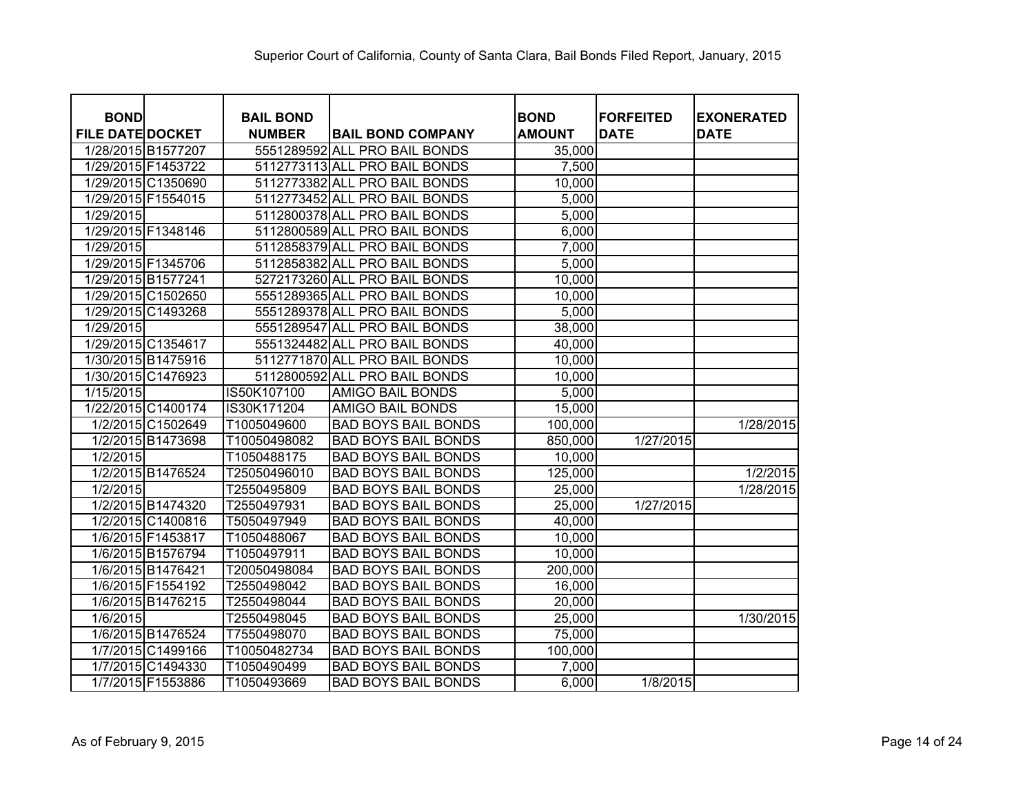Superior Court of California, County of Santa Clara, Bail Bonds Filed Report, January, 2015

| BOND FILE DATE | DOCKET | BAIL BOND NUMBER | BAIL BOND COMPANY | BOND AMOUNT | FORFEITED DATE | EXONERATED DATE |
|---|---|---|---|---|---|---|
| 1/28/2015 | B1577207 | 5551289592 | ALL PRO BAIL BONDS | 35,000 | | |
| 1/29/2015 | F1453722 | 5112773113 | ALL PRO BAIL BONDS | 7,500 | | |
| 1/29/2015 | C1350690 | 5112773382 | ALL PRO BAIL BONDS | 10,000 | | |
| 1/29/2015 | F1554015 | 5112773452 | ALL PRO BAIL BONDS | 5,000 | | |
| 1/29/2015 | | 5112800378 | ALL PRO BAIL BONDS | 5,000 | | |
| 1/29/2015 | F1348146 | 5112800589 | ALL PRO BAIL BONDS | 6,000 | | |
| 1/29/2015 | | 5112858379 | ALL PRO BAIL BONDS | 7,000 | | |
| 1/29/2015 | F1345706 | 5112858382 | ALL PRO BAIL BONDS | 5,000 | | |
| 1/29/2015 | B1577241 | 5272173260 | ALL PRO BAIL BONDS | 10,000 | | |
| 1/29/2015 | C1502650 | 5551289365 | ALL PRO BAIL BONDS | 10,000 | | |
| 1/29/2015 | C1493268 | 5551289378 | ALL PRO BAIL BONDS | 5,000 | | |
| 1/29/2015 | | 5551289547 | ALL PRO BAIL BONDS | 38,000 | | |
| 1/29/2015 | C1354617 | 5551324482 | ALL PRO BAIL BONDS | 40,000 | | |
| 1/30/2015 | B1475916 | 5112771870 | ALL PRO BAIL BONDS | 10,000 | | |
| 1/30/2015 | C1476923 | 5112800592 | ALL PRO BAIL BONDS | 10,000 | | |
| 1/15/2015 | | IS50K107100 | AMIGO BAIL BONDS | 5,000 | | |
| 1/22/2015 | C1400174 | IS30K171204 | AMIGO BAIL BONDS | 15,000 | | |
| 1/2/2015 | C1502649 | T1005049600 | BAD BOYS BAIL BONDS | 100,000 | | 1/28/2015 |
| 1/2/2015 | B1473698 | T10050498082 | BAD BOYS BAIL BONDS | 850,000 | 1/27/2015 | |
| 1/2/2015 | | T1050488175 | BAD BOYS BAIL BONDS | 10,000 | | |
| 1/2/2015 | B1476524 | T25050496010 | BAD BOYS BAIL BONDS | 125,000 | | 1/2/2015 |
| 1/2/2015 | | T2550495809 | BAD BOYS BAIL BONDS | 25,000 | | 1/28/2015 |
| 1/2/2015 | B1474320 | T2550497931 | BAD BOYS BAIL BONDS | 25,000 | 1/27/2015 | |
| 1/2/2015 | C1400816 | T5050497949 | BAD BOYS BAIL BONDS | 40,000 | | |
| 1/6/2015 | F1453817 | T1050488067 | BAD BOYS BAIL BONDS | 10,000 | | |
| 1/6/2015 | B1576794 | T1050497911 | BAD BOYS BAIL BONDS | 10,000 | | |
| 1/6/2015 | B1476421 | T20050498084 | BAD BOYS BAIL BONDS | 200,000 | | |
| 1/6/2015 | F1554192 | T2550498042 | BAD BOYS BAIL BONDS | 16,000 | | |
| 1/6/2015 | B1476215 | T2550498044 | BAD BOYS BAIL BONDS | 20,000 | | |
| 1/6/2015 | | T2550498045 | BAD BOYS BAIL BONDS | 25,000 | | 1/30/2015 |
| 1/6/2015 | B1476524 | T7550498070 | BAD BOYS BAIL BONDS | 75,000 | | |
| 1/7/2015 | C1499166 | T10050482734 | BAD BOYS BAIL BONDS | 100,000 | | |
| 1/7/2015 | C1494330 | T1050490499 | BAD BOYS BAIL BONDS | 7,000 | | |
| 1/7/2015 | F1553886 | T1050493669 | BAD BOYS BAIL BONDS | 6,000 | 1/8/2015 | |

As of February 9, 2015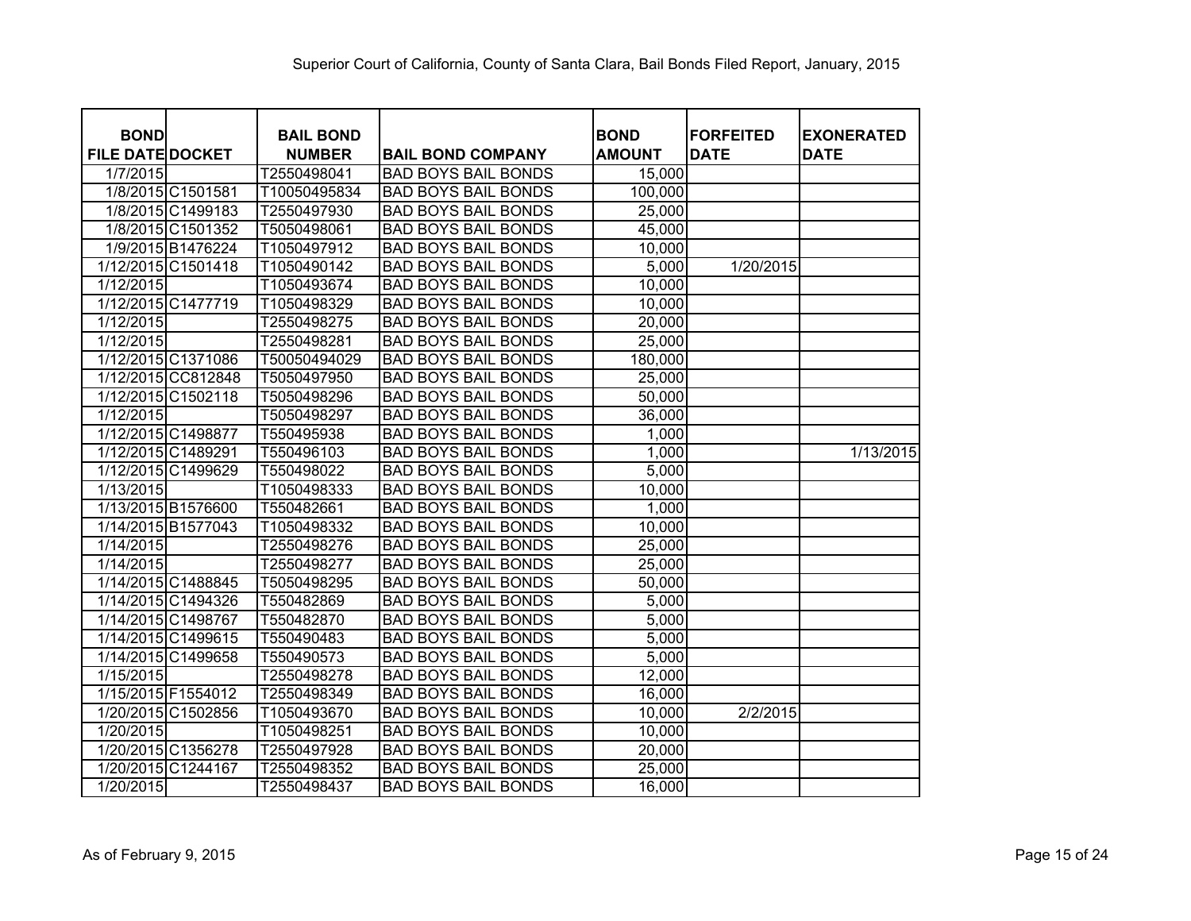Superior Court of California, County of Santa Clara, Bail Bonds Filed Report, January, 2015

| BOND FILE DATE | DOCKET | BAIL BOND NUMBER | BAIL BOND COMPANY | BOND AMOUNT | FORFEITED DATE | EXONERATED DATE |
|---|---|---|---|---|---|---|
| 1/7/2015 | | T2550498041 | BAD BOYS BAIL BONDS | 15,000 | | |
| 1/8/2015 | C1501581 | T10050495834 | BAD BOYS BAIL BONDS | 100,000 | | |
| 1/8/2015 | C1499183 | T2550497930 | BAD BOYS BAIL BONDS | 25,000 | | |
| 1/8/2015 | C1501352 | T5050498061 | BAD BOYS BAIL BONDS | 45,000 | | |
| 1/9/2015 | B1476224 | T1050497912 | BAD BOYS BAIL BONDS | 10,000 | | |
| 1/12/2015 | C1501418 | T1050490142 | BAD BOYS BAIL BONDS | 5,000 | 1/20/2015 | |
| 1/12/2015 | | T1050493674 | BAD BOYS BAIL BONDS | 10,000 | | |
| 1/12/2015 | C1477719 | T1050498329 | BAD BOYS BAIL BONDS | 10,000 | | |
| 1/12/2015 | | T2550498275 | BAD BOYS BAIL BONDS | 20,000 | | |
| 1/12/2015 | | T2550498281 | BAD BOYS BAIL BONDS | 25,000 | | |
| 1/12/2015 | C1371086 | T50050494029 | BAD BOYS BAIL BONDS | 180,000 | | |
| 1/12/2015 | CC812848 | T5050497950 | BAD BOYS BAIL BONDS | 25,000 | | |
| 1/12/2015 | C1502118 | T5050498296 | BAD BOYS BAIL BONDS | 50,000 | | |
| 1/12/2015 | | T5050498297 | BAD BOYS BAIL BONDS | 36,000 | | |
| 1/12/2015 | C1498877 | T550495938 | BAD BOYS BAIL BONDS | 1,000 | | |
| 1/12/2015 | C1489291 | T550496103 | BAD BOYS BAIL BONDS | 1,000 | | 1/13/2015 |
| 1/12/2015 | C1499629 | T550498022 | BAD BOYS BAIL BONDS | 5,000 | | |
| 1/13/2015 | | T1050498333 | BAD BOYS BAIL BONDS | 10,000 | | |
| 1/13/2015 | B1576600 | T550482661 | BAD BOYS BAIL BONDS | 1,000 | | |
| 1/14/2015 | B1577043 | T1050498332 | BAD BOYS BAIL BONDS | 10,000 | | |
| 1/14/2015 | | T2550498276 | BAD BOYS BAIL BONDS | 25,000 | | |
| 1/14/2015 | | T2550498277 | BAD BOYS BAIL BONDS | 25,000 | | |
| 1/14/2015 | C1488845 | T5050498295 | BAD BOYS BAIL BONDS | 50,000 | | |
| 1/14/2015 | C1494326 | T550482869 | BAD BOYS BAIL BONDS | 5,000 | | |
| 1/14/2015 | C1498767 | T550482870 | BAD BOYS BAIL BONDS | 5,000 | | |
| 1/14/2015 | C1499615 | T550490483 | BAD BOYS BAIL BONDS | 5,000 | | |
| 1/14/2015 | C1499658 | T550490573 | BAD BOYS BAIL BONDS | 5,000 | | |
| 1/15/2015 | | T2550498278 | BAD BOYS BAIL BONDS | 12,000 | | |
| 1/15/2015 | F1554012 | T2550498349 | BAD BOYS BAIL BONDS | 16,000 | | |
| 1/20/2015 | C1502856 | T1050493670 | BAD BOYS BAIL BONDS | 10,000 | 2/2/2015 | |
| 1/20/2015 | | T1050498251 | BAD BOYS BAIL BONDS | 10,000 | | |
| 1/20/2015 | C1356278 | T2550497928 | BAD BOYS BAIL BONDS | 20,000 | | |
| 1/20/2015 | C1244167 | T2550498352 | BAD BOYS BAIL BONDS | 25,000 | | |
| 1/20/2015 | | T2550498437 | BAD BOYS BAIL BONDS | 16,000 | | |

As of February 9, 2015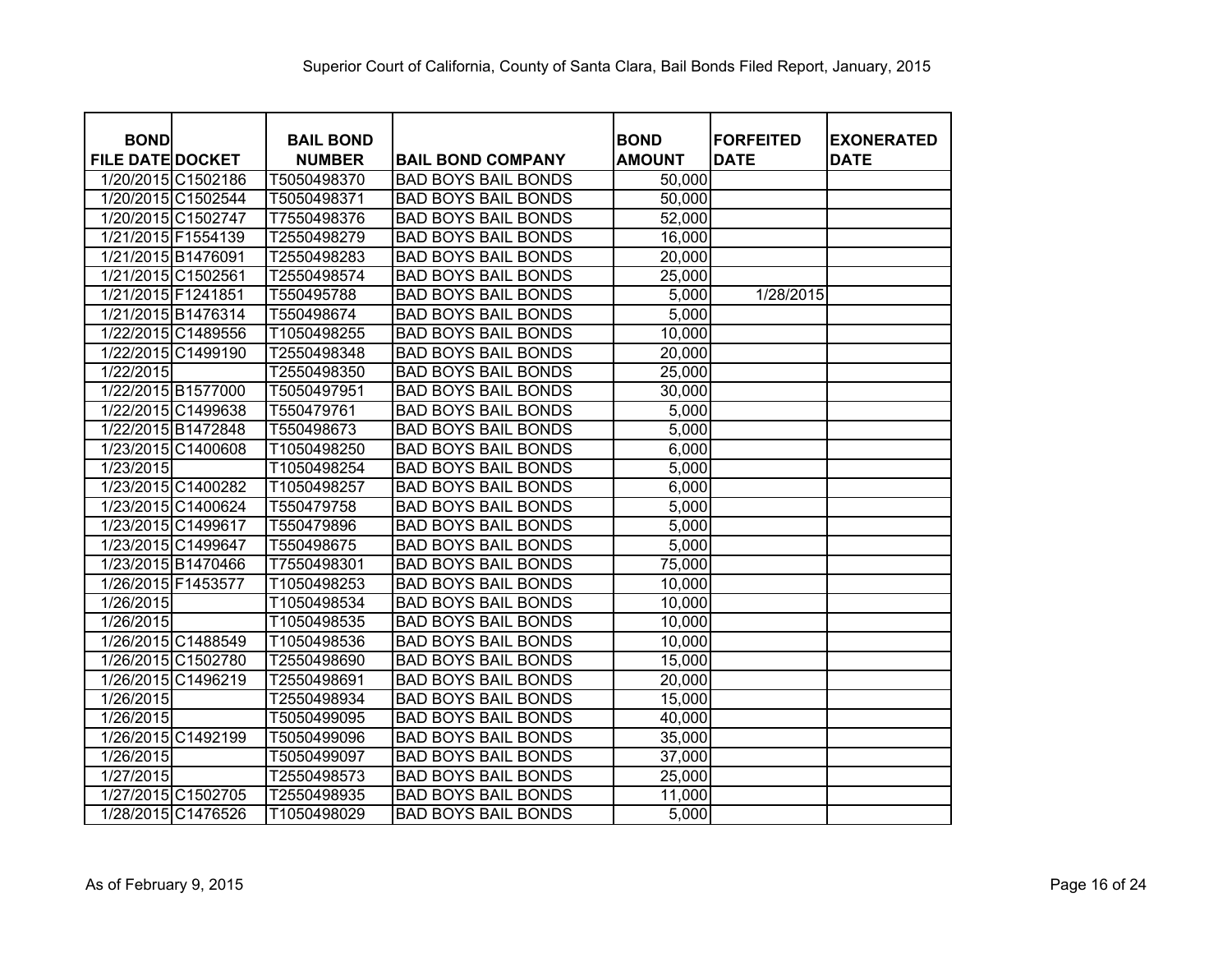Superior Court of California, County of Santa Clara, Bail Bonds Filed Report, January, 2015

| BOND FILE DATE | DOCKET | BAIL BOND NUMBER | BAIL BOND COMPANY | BOND AMOUNT | FORFEITED DATE | EXONERATED DATE |
|---|---|---|---|---|---|---|
| 1/20/2015 | C1502186 | T5050498370 | BAD BOYS BAIL BONDS | 50,000 | | |
| 1/20/2015 | C1502544 | T5050498371 | BAD BOYS BAIL BONDS | 50,000 | | |
| 1/20/2015 | C1502747 | T7550498376 | BAD BOYS BAIL BONDS | 52,000 | | |
| 1/21/2015 | F1554139 | T2550498279 | BAD BOYS BAIL BONDS | 16,000 | | |
| 1/21/2015 | B1476091 | T2550498283 | BAD BOYS BAIL BONDS | 20,000 | | |
| 1/21/2015 | C1502561 | T2550498574 | BAD BOYS BAIL BONDS | 25,000 | | |
| 1/21/2015 | F1241851 | T550495788 | BAD BOYS BAIL BONDS | 5,000 | 1/28/2015 | |
| 1/21/2015 | B1476314 | T550498674 | BAD BOYS BAIL BONDS | 5,000 | | |
| 1/22/2015 | C1489556 | T1050498255 | BAD BOYS BAIL BONDS | 10,000 | | |
| 1/22/2015 | C1499190 | T2550498348 | BAD BOYS BAIL BONDS | 20,000 | | |
| 1/22/2015 | | T2550498350 | BAD BOYS BAIL BONDS | 25,000 | | |
| 1/22/2015 | B1577000 | T5050497951 | BAD BOYS BAIL BONDS | 30,000 | | |
| 1/22/2015 | C1499638 | T550479761 | BAD BOYS BAIL BONDS | 5,000 | | |
| 1/22/2015 | B1472848 | T550498673 | BAD BOYS BAIL BONDS | 5,000 | | |
| 1/23/2015 | C1400608 | T1050498250 | BAD BOYS BAIL BONDS | 6,000 | | |
| 1/23/2015 | | T1050498254 | BAD BOYS BAIL BONDS | 5,000 | | |
| 1/23/2015 | C1400282 | T1050498257 | BAD BOYS BAIL BONDS | 6,000 | | |
| 1/23/2015 | C1400624 | T550479758 | BAD BOYS BAIL BONDS | 5,000 | | |
| 1/23/2015 | C1499617 | T550479896 | BAD BOYS BAIL BONDS | 5,000 | | |
| 1/23/2015 | C1499647 | T550498675 | BAD BOYS BAIL BONDS | 5,000 | | |
| 1/23/2015 | B1470466 | T7550498301 | BAD BOYS BAIL BONDS | 75,000 | | |
| 1/26/2015 | F1453577 | T1050498253 | BAD BOYS BAIL BONDS | 10,000 | | |
| 1/26/2015 | | T1050498534 | BAD BOYS BAIL BONDS | 10,000 | | |
| 1/26/2015 | | T1050498535 | BAD BOYS BAIL BONDS | 10,000 | | |
| 1/26/2015 | C1488549 | T1050498536 | BAD BOYS BAIL BONDS | 10,000 | | |
| 1/26/2015 | C1502780 | T2550498690 | BAD BOYS BAIL BONDS | 15,000 | | |
| 1/26/2015 | C1496219 | T2550498691 | BAD BOYS BAIL BONDS | 20,000 | | |
| 1/26/2015 | | T2550498934 | BAD BOYS BAIL BONDS | 15,000 | | |
| 1/26/2015 | | T5050499095 | BAD BOYS BAIL BONDS | 40,000 | | |
| 1/26/2015 | C1492199 | T5050499096 | BAD BOYS BAIL BONDS | 35,000 | | |
| 1/26/2015 | | T5050499097 | BAD BOYS BAIL BONDS | 37,000 | | |
| 1/27/2015 | | T2550498573 | BAD BOYS BAIL BONDS | 25,000 | | |
| 1/27/2015 | C1502705 | T2550498935 | BAD BOYS BAIL BONDS | 11,000 | | |
| 1/28/2015 | C1476526 | T1050498029 | BAD BOYS BAIL BONDS | 5,000 | | |

As of February 9, 2015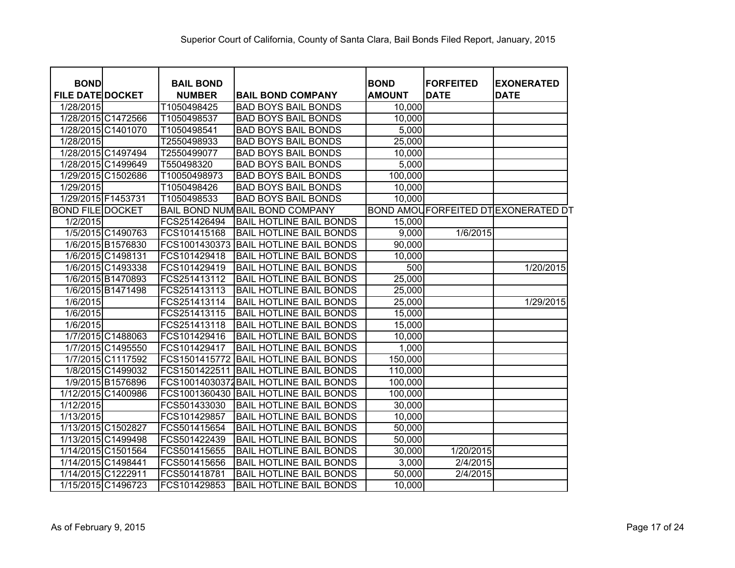Superior Court of California, County of Santa Clara, Bail Bonds Filed Report, January, 2015

| BOND FILE DATE | DOCKET | BAIL BOND NUMBER | BAIL BOND COMPANY | BOND AMOUNT | FORFEITED DATE | EXONERATED DATE |
|---|---|---|---|---|---|---|
| 1/28/2015 | | T1050498425 | BAD BOYS BAIL BONDS | 10,000 | | |
| 1/28/2015 | C1472566 | T1050498537 | BAD BOYS BAIL BONDS | 10,000 | | |
| 1/28/2015 | C1401070 | T1050498541 | BAD BOYS BAIL BONDS | 5,000 | | |
| 1/28/2015 | | T2550498933 | BAD BOYS BAIL BONDS | 25,000 | | |
| 1/28/2015 | C1497494 | T2550499077 | BAD BOYS BAIL BONDS | 10,000 | | |
| 1/28/2015 | C1499649 | T550498320 | BAD BOYS BAIL BONDS | 5,000 | | |
| 1/29/2015 | C1502686 | T10050498973 | BAD BOYS BAIL BONDS | 100,000 | | |
| 1/29/2015 | | T1050498426 | BAD BOYS BAIL BONDS | 10,000 | | |
| 1/29/2015 | F1453731 | T1050498533 | BAD BOYS BAIL BONDS | 10,000 | | |
| BOND FILE | DOCKET | BAIL BOND NUM | BAIL BOND COMPANY | BOND AMOU | FORFEITED DT | EXONERATED DT |
| 1/2/2015 | | FCS251426494 | BAIL HOTLINE BAIL BONDS | 15,000 | | |
| 1/5/2015 | C1490763 | FCS101415168 | BAIL HOTLINE BAIL BONDS | 9,000 | 1/6/2015 | |
| 1/6/2015 | B1576830 | FCS1001430373 | BAIL HOTLINE BAIL BONDS | 90,000 | | |
| 1/6/2015 | C1498131 | FCS101429418 | BAIL HOTLINE BAIL BONDS | 10,000 | | |
| 1/6/2015 | C1493338 | FCS101429419 | BAIL HOTLINE BAIL BONDS | 500 | | 1/20/2015 |
| 1/6/2015 | B1470893 | FCS251413112 | BAIL HOTLINE BAIL BONDS | 25,000 | | |
| 1/6/2015 | B1471498 | FCS251413113 | BAIL HOTLINE BAIL BONDS | 25,000 | | |
| 1/6/2015 | | FCS251413114 | BAIL HOTLINE BAIL BONDS | 25,000 | | 1/29/2015 |
| 1/6/2015 | | FCS251413115 | BAIL HOTLINE BAIL BONDS | 15,000 | | |
| 1/6/2015 | | FCS251413118 | BAIL HOTLINE BAIL BONDS | 15,000 | | |
| 1/7/2015 | C1488063 | FCS101429416 | BAIL HOTLINE BAIL BONDS | 10,000 | | |
| 1/7/2015 | C1495550 | FCS101429417 | BAIL HOTLINE BAIL BONDS | 1,000 | | |
| 1/7/2015 | C1117592 | FCS1501415772 | BAIL HOTLINE BAIL BONDS | 150,000 | | |
| 1/8/2015 | C1499032 | FCS1501422511 | BAIL HOTLINE BAIL BONDS | 110,000 | | |
| 1/9/2015 | B1576896 | FCS10014030372 | BAIL HOTLINE BAIL BONDS | 100,000 | | |
| 1/12/2015 | C1400986 | FCS1001360430 | BAIL HOTLINE BAIL BONDS | 100,000 | | |
| 1/12/2015 | | FCS501433030 | BAIL HOTLINE BAIL BONDS | 30,000 | | |
| 1/13/2015 | | FCS101429857 | BAIL HOTLINE BAIL BONDS | 10,000 | | |
| 1/13/2015 | C1502827 | FCS501415654 | BAIL HOTLINE BAIL BONDS | 50,000 | | |
| 1/13/2015 | C1499498 | FCS501422439 | BAIL HOTLINE BAIL BONDS | 50,000 | | |
| 1/14/2015 | C1501564 | FCS501415655 | BAIL HOTLINE BAIL BONDS | 30,000 | 1/20/2015 | |
| 1/14/2015 | C1498441 | FCS501415656 | BAIL HOTLINE BAIL BONDS | 3,000 | 2/4/2015 | |
| 1/14/2015 | C1222911 | FCS501418781 | BAIL HOTLINE BAIL BONDS | 50,000 | 2/4/2015 | |
| 1/15/2015 | C1496723 | FCS101429853 | BAIL HOTLINE BAIL BONDS | 10,000 | | |

As of February 9, 2015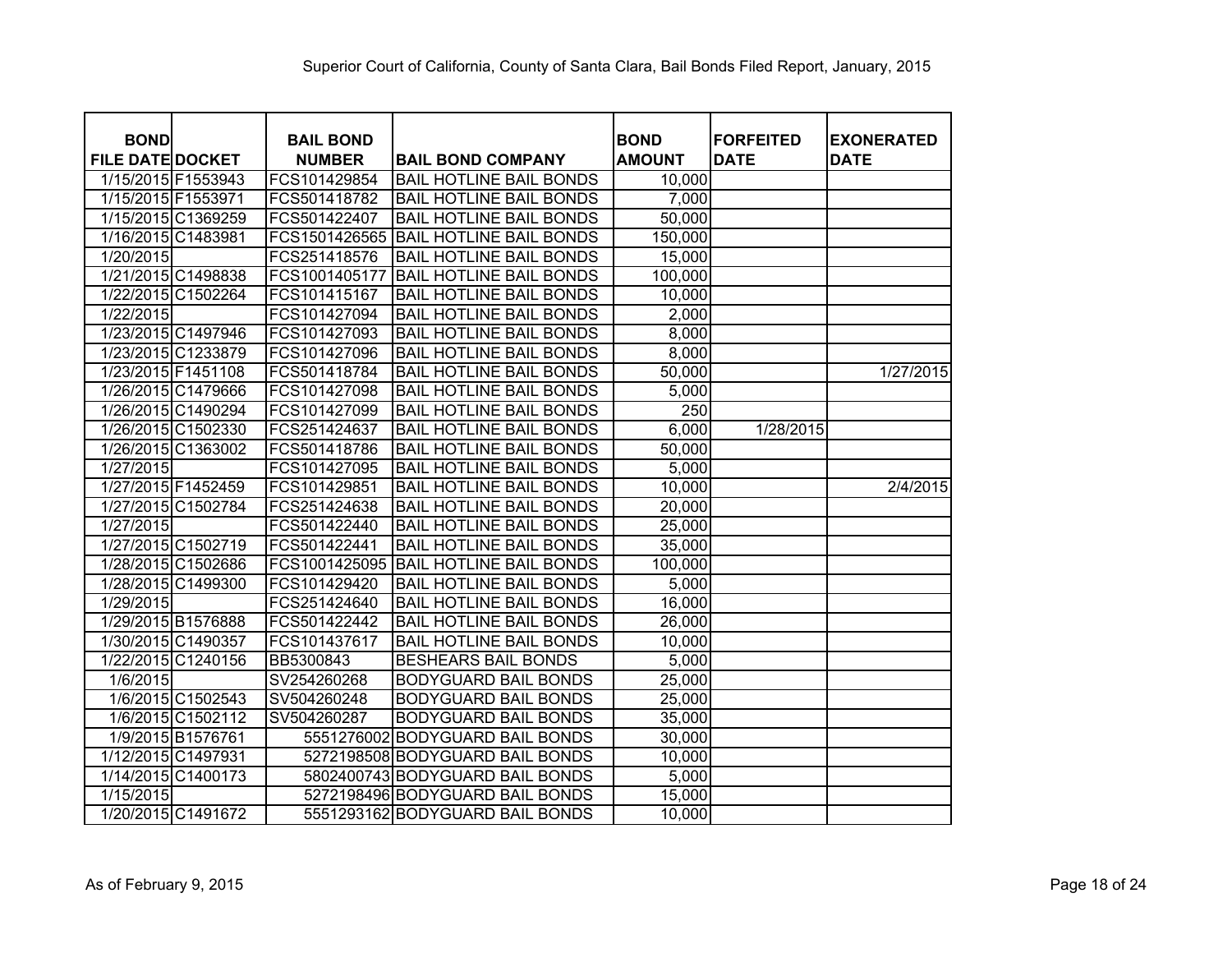# Superior Court of California, County of Santa Clara, Bail Bonds Filed Report, January, 2015

| BOND FILE DATE | DOCKET | BAIL BOND NUMBER | BAIL BOND COMPANY | BOND AMOUNT | FORFEITED DATE | EXONERATED DATE |
|---|---|---|---|---|---|---|
| 1/15/2015 | F1553943 | FCS101429854 | BAIL HOTLINE BAIL BONDS | 10,000 | | |
| 1/15/2015 | F1553971 | FCS501418782 | BAIL HOTLINE BAIL BONDS | 7,000 | | |
| 1/15/2015 | C1369259 | FCS501422407 | BAIL HOTLINE BAIL BONDS | 50,000 | | |
| 1/16/2015 | C1483981 | FCS1501426565 | BAIL HOTLINE BAIL BONDS | 150,000 | | |
| 1/20/2015 | | FCS251418576 | BAIL HOTLINE BAIL BONDS | 15,000 | | |
| 1/21/2015 | C1498838 | FCS1001405177 | BAIL HOTLINE BAIL BONDS | 100,000 | | |
| 1/22/2015 | C1502264 | FCS101415167 | BAIL HOTLINE BAIL BONDS | 10,000 | | |
| 1/22/2015 | | FCS101427094 | BAIL HOTLINE BAIL BONDS | 2,000 | | |
| 1/23/2015 | C1497946 | FCS101427093 | BAIL HOTLINE BAIL BONDS | 8,000 | | |
| 1/23/2015 | C1233879 | FCS101427096 | BAIL HOTLINE BAIL BONDS | 8,000 | | |
| 1/23/2015 | F1451108 | FCS501418784 | BAIL HOTLINE BAIL BONDS | 50,000 | | 1/27/2015 |
| 1/26/2015 | C1479666 | FCS101427098 | BAIL HOTLINE BAIL BONDS | 5,000 | | |
| 1/26/2015 | C1490294 | FCS101427099 | BAIL HOTLINE BAIL BONDS | 250 | | |
| 1/26/2015 | C1502330 | FCS251424637 | BAIL HOTLINE BAIL BONDS | 6,000 | 1/28/2015 | |
| 1/26/2015 | C1363002 | FCS501418786 | BAIL HOTLINE BAIL BONDS | 50,000 | | |
| 1/27/2015 | | FCS101427095 | BAIL HOTLINE BAIL BONDS | 5,000 | | |
| 1/27/2015 | F1452459 | FCS101429851 | BAIL HOTLINE BAIL BONDS | 10,000 | | 2/4/2015 |
| 1/27/2015 | C1502784 | FCS251424638 | BAIL HOTLINE BAIL BONDS | 20,000 | | |
| 1/27/2015 | | FCS501422440 | BAIL HOTLINE BAIL BONDS | 25,000 | | |
| 1/27/2015 | C1502719 | FCS501422441 | BAIL HOTLINE BAIL BONDS | 35,000 | | |
| 1/28/2015 | C1502686 | FCS1001425095 | BAIL HOTLINE BAIL BONDS | 100,000 | | |
| 1/28/2015 | C1499300 | FCS101429420 | BAIL HOTLINE BAIL BONDS | 5,000 | | |
| 1/29/2015 | | FCS251424640 | BAIL HOTLINE BAIL BONDS | 16,000 | | |
| 1/29/2015 | B1576888 | FCS501422442 | BAIL HOTLINE BAIL BONDS | 26,000 | | |
| 1/30/2015 | C1490357 | FCS101437617 | BAIL HOTLINE BAIL BONDS | 10,000 | | |
| 1/22/2015 | C1240156 | BB5300843 | BESHEARS BAIL BONDS | 5,000 | | |
| 1/6/2015 | | SV254260268 | BODYGUARD BAIL BONDS | 25,000 | | |
| 1/6/2015 | C1502543 | SV504260248 | BODYGUARD BAIL BONDS | 25,000 | | |
| 1/6/2015 | C1502112 | SV504260287 | BODYGUARD BAIL BONDS | 35,000 | | |
| 1/9/2015 | B1576761 | 5551276002 | BODYGUARD BAIL BONDS | 30,000 | | |
| 1/12/2015 | C1497931 | 5272198508 | BODYGUARD BAIL BONDS | 10,000 | | |
| 1/14/2015 | C1400173 | 5802400743 | BODYGUARD BAIL BONDS | 5,000 | | |
| 1/15/2015 | | 5272198496 | BODYGUARD BAIL BONDS | 15,000 | | |
| 1/20/2015 | C1491672 | 5551293162 | BODYGUARD BAIL BONDS | 10,000 | | |

As of February 9, 2015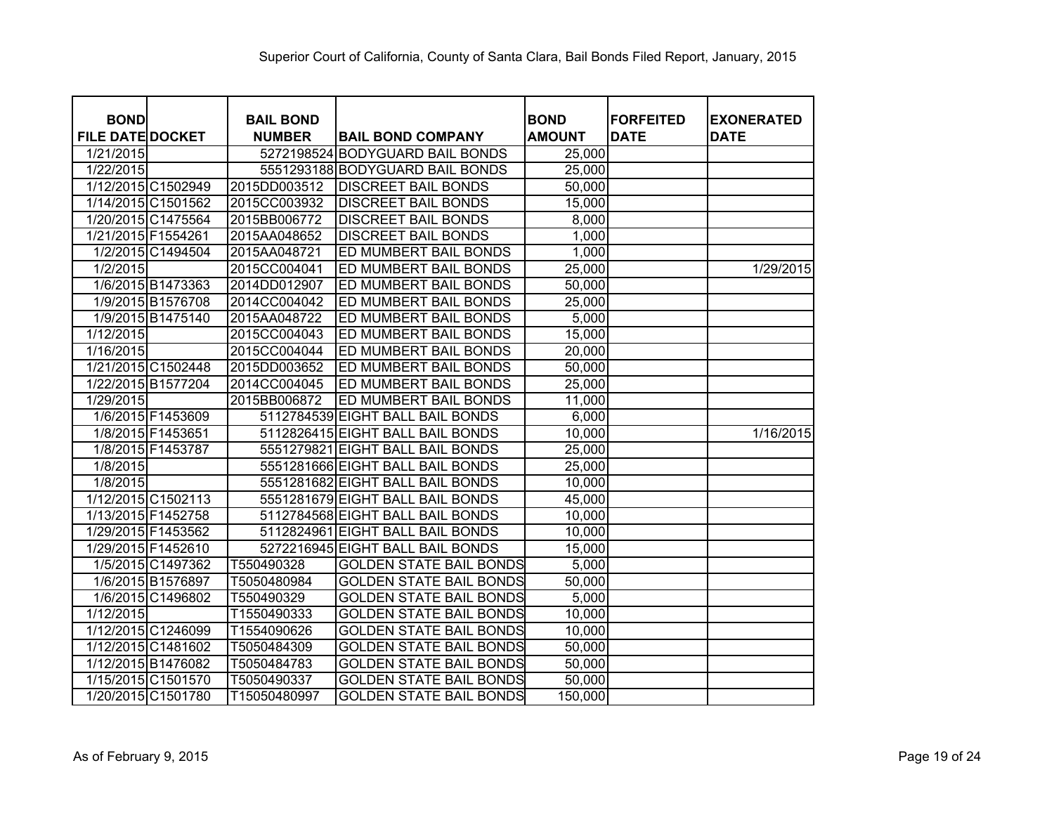Superior Court of California, County of Santa Clara, Bail Bonds Filed Report, January, 2015

| BOND FILE DATE | DOCKET | BAIL BOND NUMBER | BAIL BOND COMPANY | BOND AMOUNT | FORFEITED DATE | EXONERATED DATE |
|---|---|---|---|---|---|---|
| 1/21/2015 | | 5272198524 | BODYGUARD BAIL BONDS | 25,000 | | |
| 1/22/2015 | | 5551293188 | BODYGUARD BAIL BONDS | 25,000 | | |
| 1/12/2015 | C1502949 | 2015DD003512 | DISCREET BAIL BONDS | 50,000 | | |
| 1/14/2015 | C1501562 | 2015CC003932 | DISCREET BAIL BONDS | 15,000 | | |
| 1/20/2015 | C1475564 | 2015BB006772 | DISCREET BAIL BONDS | 8,000 | | |
| 1/21/2015 | F1554261 | 2015AA048652 | DISCREET BAIL BONDS | 1,000 | | |
| 1/2/2015 | C1494504 | 2015AA048721 | ED MUMBERT BAIL BONDS | 1,000 | | |
| 1/2/2015 | | 2015CC004041 | ED MUMBERT BAIL BONDS | 25,000 | | 1/29/2015 |
| 1/6/2015 | B1473363 | 2014DD012907 | ED MUMBERT BAIL BONDS | 50,000 | | |
| 1/9/2015 | B1576708 | 2014CC004042 | ED MUMBERT BAIL BONDS | 25,000 | | |
| 1/9/2015 | B1475140 | 2015AA048722 | ED MUMBERT BAIL BONDS | 5,000 | | |
| 1/12/2015 | | 2015CC004043 | ED MUMBERT BAIL BONDS | 15,000 | | |
| 1/16/2015 | | 2015CC004044 | ED MUMBERT BAIL BONDS | 20,000 | | |
| 1/21/2015 | C1502448 | 2015DD003652 | ED MUMBERT BAIL BONDS | 50,000 | | |
| 1/22/2015 | B1577204 | 2014CC004045 | ED MUMBERT BAIL BONDS | 25,000 | | |
| 1/29/2015 | | 2015BB006872 | ED MUMBERT BAIL BONDS | 11,000 | | |
| 1/6/2015 | F1453609 | 5112784539 | EIGHT BALL BAIL BONDS | 6,000 | | |
| 1/8/2015 | F1453651 | 5112826415 | EIGHT BALL BAIL BONDS | 10,000 | | 1/16/2015 |
| 1/8/2015 | F1453787 | 5551279821 | EIGHT BALL BAIL BONDS | 25,000 | | |
| 1/8/2015 | | 5551281666 | EIGHT BALL BAIL BONDS | 25,000 | | |
| 1/8/2015 | | 5551281682 | EIGHT BALL BAIL BONDS | 10,000 | | |
| 1/12/2015 | C1502113 | 5551281679 | EIGHT BALL BAIL BONDS | 45,000 | | |
| 1/13/2015 | F1452758 | 5112784568 | EIGHT BALL BAIL BONDS | 10,000 | | |
| 1/29/2015 | F1453562 | 5112824961 | EIGHT BALL BAIL BONDS | 10,000 | | |
| 1/29/2015 | F1452610 | 5272216945 | EIGHT BALL BAIL BONDS | 15,000 | | |
| 1/5/2015 | C1497362 | T550490328 | GOLDEN STATE BAIL BONDS | 5,000 | | |
| 1/6/2015 | B1576897 | T5050480984 | GOLDEN STATE BAIL BONDS | 50,000 | | |
| 1/6/2015 | C1496802 | T550490329 | GOLDEN STATE BAIL BONDS | 5,000 | | |
| 1/12/2015 | | T1550490333 | GOLDEN STATE BAIL BONDS | 10,000 | | |
| 1/12/2015 | C1246099 | T1554090626 | GOLDEN STATE BAIL BONDS | 10,000 | | |
| 1/12/2015 | C1481602 | T5050484309 | GOLDEN STATE BAIL BONDS | 50,000 | | |
| 1/12/2015 | B1476082 | T5050484783 | GOLDEN STATE BAIL BONDS | 50,000 | | |
| 1/15/2015 | C1501570 | T5050490337 | GOLDEN STATE BAIL BONDS | 50,000 | | |
| 1/20/2015 | C1501780 | T15050480997 | GOLDEN STATE BAIL BONDS | 150,000 | | |

As of February 9, 2015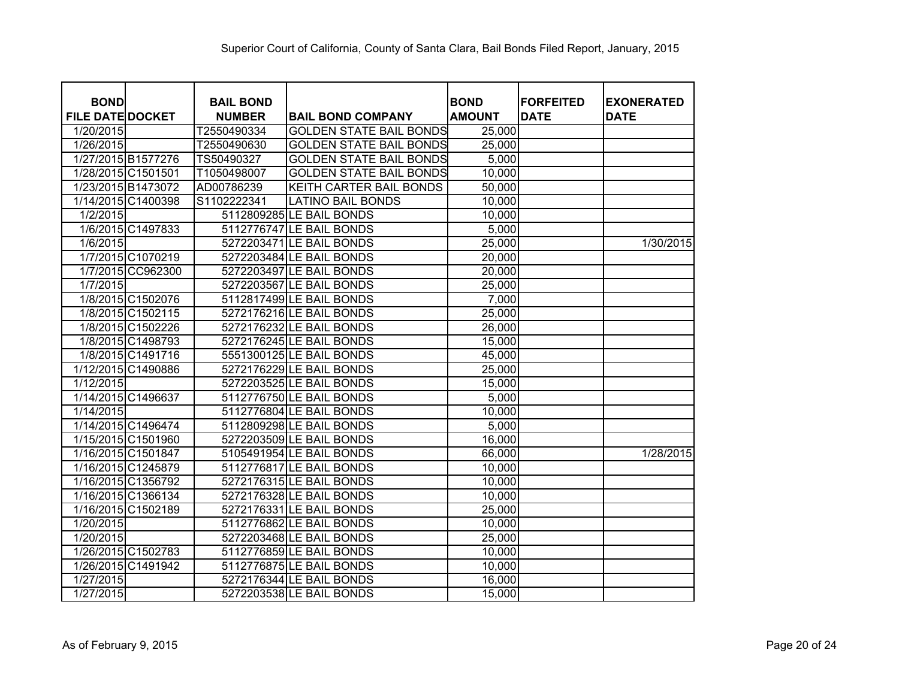Superior Court of California, County of Santa Clara, Bail Bonds Filed Report, January, 2015

| BOND FILE DATE | DOCKET | BAIL BOND NUMBER | BAIL BOND COMPANY | BOND AMOUNT | FORFEITED DATE | EXONERATED DATE |
|---|---|---|---|---|---|---|
| 1/20/2015 | | T2550490334 | GOLDEN STATE BAIL BONDS | 25,000 | | |
| 1/26/2015 | | T2550490630 | GOLDEN STATE BAIL BONDS | 25,000 | | |
| 1/27/2015 | B1577276 | TS50490327 | GOLDEN STATE BAIL BONDS | 5,000 | | |
| 1/28/2015 | C1501501 | T1050498007 | GOLDEN STATE BAIL BONDS | 10,000 | | |
| 1/23/2015 | B1473072 | AD00786239 | KEITH CARTER BAIL BONDS | 50,000 | | |
| 1/14/2015 | C1400398 | S1102222341 | LATINO BAIL BONDS | 10,000 | | |
| 1/2/2015 | | 5112809285 | LE BAIL BONDS | 10,000 | | |
| 1/6/2015 | C1497833 | 5112776747 | LE BAIL BONDS | 5,000 | | |
| 1/6/2015 | | 5272203471 | LE BAIL BONDS | 25,000 | | 1/30/2015 |
| 1/7/2015 | C1070219 | 5272203484 | LE BAIL BONDS | 20,000 | | |
| 1/7/2015 | CC962300 | 5272203497 | LE BAIL BONDS | 20,000 | | |
| 1/7/2015 | | 5272203567 | LE BAIL BONDS | 25,000 | | |
| 1/8/2015 | C1502076 | 5112817499 | LE BAIL BONDS | 7,000 | | |
| 1/8/2015 | C1502115 | 5272176216 | LE BAIL BONDS | 25,000 | | |
| 1/8/2015 | C1502226 | 5272176232 | LE BAIL BONDS | 26,000 | | |
| 1/8/2015 | C1498793 | 5272176245 | LE BAIL BONDS | 15,000 | | |
| 1/8/2015 | C1491716 | 5551300125 | LE BAIL BONDS | 45,000 | | |
| 1/12/2015 | C1490886 | 5272176229 | LE BAIL BONDS | 25,000 | | |
| 1/12/2015 | | 5272203525 | LE BAIL BONDS | 15,000 | | |
| 1/14/2015 | C1496637 | 5112776750 | LE BAIL BONDS | 5,000 | | |
| 1/14/2015 | | 5112776804 | LE BAIL BONDS | 10,000 | | |
| 1/14/2015 | C1496474 | 5112809298 | LE BAIL BONDS | 5,000 | | |
| 1/15/2015 | C1501960 | 5272203509 | LE BAIL BONDS | 16,000 | | |
| 1/16/2015 | C1501847 | 5105491954 | LE BAIL BONDS | 66,000 | | 1/28/2015 |
| 1/16/2015 | C1245879 | 5112776817 | LE BAIL BONDS | 10,000 | | |
| 1/16/2015 | C1356792 | 5272176315 | LE BAIL BONDS | 10,000 | | |
| 1/16/2015 | C1366134 | 5272176328 | LE BAIL BONDS | 10,000 | | |
| 1/16/2015 | C1502189 | 5272176331 | LE BAIL BONDS | 25,000 | | |
| 1/20/2015 | | 5112776862 | LE BAIL BONDS | 10,000 | | |
| 1/20/2015 | | 5272203468 | LE BAIL BONDS | 25,000 | | |
| 1/26/2015 | C1502783 | 5112776859 | LE BAIL BONDS | 10,000 | | |
| 1/26/2015 | C1491942 | 5112776875 | LE BAIL BONDS | 10,000 | | |
| 1/27/2015 | | 5272176344 | LE BAIL BONDS | 16,000 | | |
| 1/27/2015 | | 5272203538 | LE BAIL BONDS | 15,000 | | |

As of February 9, 2015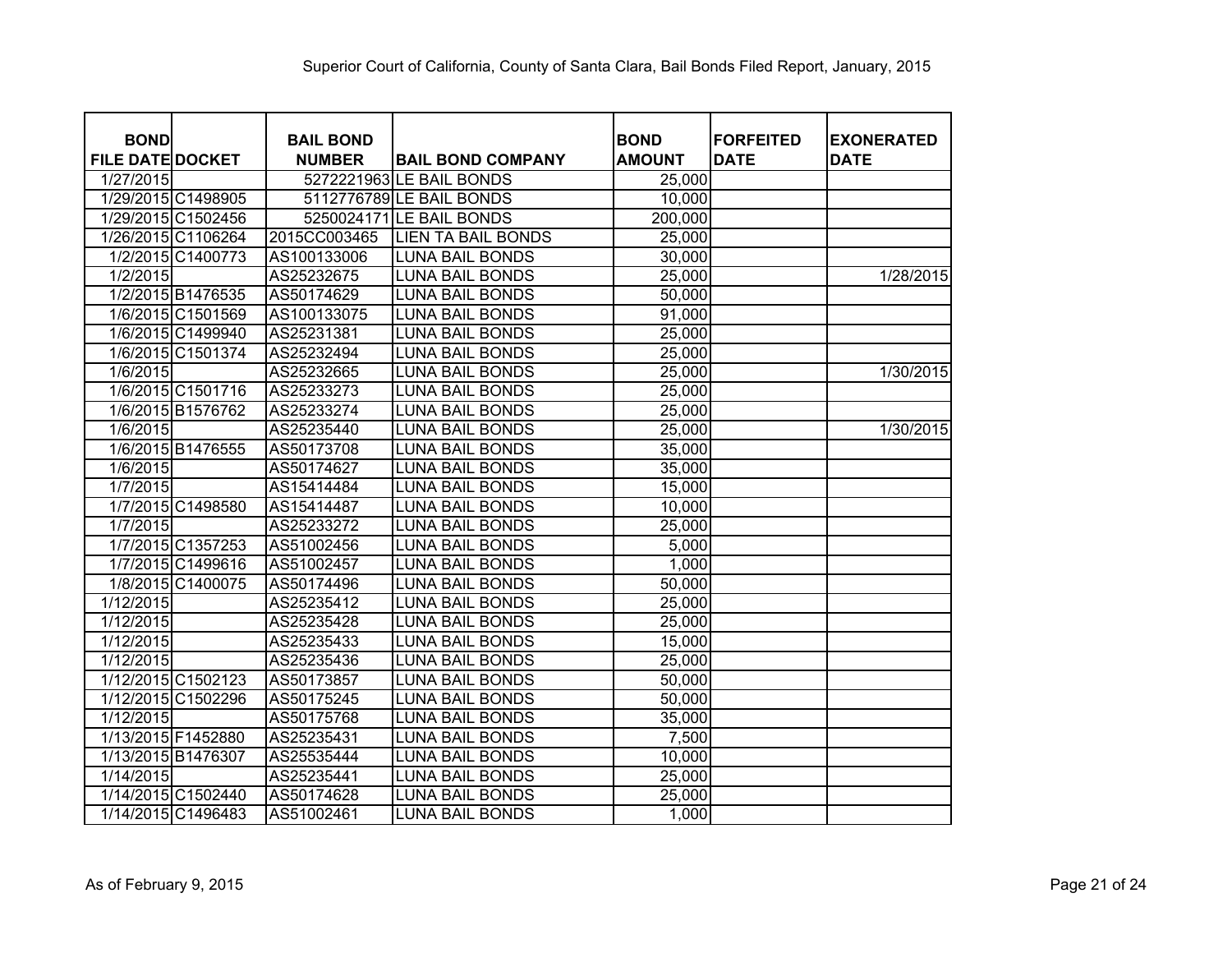Superior Court of California, County of Santa Clara, Bail Bonds Filed Report, January, 2015

| BOND FILE DATE | DOCKET | BAIL BOND NUMBER | BAIL BOND COMPANY | BOND AMOUNT | FORFEITED DATE | EXONERATED DATE |
|---|---|---|---|---|---|---|
| 1/27/2015 | | 5272221963 | LE BAIL BONDS | 25,000 | | |
| 1/29/2015 | C1498905 | 5112776789 | LE BAIL BONDS | 10,000 | | |
| 1/29/2015 | C1502456 | 5250024171 | LE BAIL BONDS | 200,000 | | |
| 1/26/2015 | C1106264 | 2015CC003465 | LIEN TA BAIL BONDS | 25,000 | | |
| 1/2/2015 | C1400773 | AS100133006 | LUNA BAIL BONDS | 30,000 | | |
| 1/2/2015 | | AS25232675 | LUNA BAIL BONDS | 25,000 | | 1/28/2015 |
| 1/2/2015 | B1476535 | AS50174629 | LUNA BAIL BONDS | 50,000 | | |
| 1/6/2015 | C1501569 | AS100133075 | LUNA BAIL BONDS | 91,000 | | |
| 1/6/2015 | C1499940 | AS25231381 | LUNA BAIL BONDS | 25,000 | | |
| 1/6/2015 | C1501374 | AS25232494 | LUNA BAIL BONDS | 25,000 | | |
| 1/6/2015 | | AS25232665 | LUNA BAIL BONDS | 25,000 | | 1/30/2015 |
| 1/6/2015 | C1501716 | AS25233273 | LUNA BAIL BONDS | 25,000 | | |
| 1/6/2015 | B1576762 | AS25233274 | LUNA BAIL BONDS | 25,000 | | |
| 1/6/2015 | | AS25235440 | LUNA BAIL BONDS | 25,000 | | 1/30/2015 |
| 1/6/2015 | B1476555 | AS50173708 | LUNA BAIL BONDS | 35,000 | | |
| 1/6/2015 | | AS50174627 | LUNA BAIL BONDS | 35,000 | | |
| 1/7/2015 | | AS15414484 | LUNA BAIL BONDS | 15,000 | | |
| 1/7/2015 | C1498580 | AS15414487 | LUNA BAIL BONDS | 10,000 | | |
| 1/7/2015 | | AS25233272 | LUNA BAIL BONDS | 25,000 | | |
| 1/7/2015 | C1357253 | AS51002456 | LUNA BAIL BONDS | 5,000 | | |
| 1/7/2015 | C1499616 | AS51002457 | LUNA BAIL BONDS | 1,000 | | |
| 1/8/2015 | C1400075 | AS50174496 | LUNA BAIL BONDS | 50,000 | | |
| 1/12/2015 | | AS25235412 | LUNA BAIL BONDS | 25,000 | | |
| 1/12/2015 | | AS25235428 | LUNA BAIL BONDS | 25,000 | | |
| 1/12/2015 | | AS25235433 | LUNA BAIL BONDS | 15,000 | | |
| 1/12/2015 | | AS25235436 | LUNA BAIL BONDS | 25,000 | | |
| 1/12/2015 | C1502123 | AS50173857 | LUNA BAIL BONDS | 50,000 | | |
| 1/12/2015 | C1502296 | AS50175245 | LUNA BAIL BONDS | 50,000 | | |
| 1/12/2015 | | AS50175768 | LUNA BAIL BONDS | 35,000 | | |
| 1/13/2015 | F1452880 | AS25235431 | LUNA BAIL BONDS | 7,500 | | |
| 1/13/2015 | B1476307 | AS25535444 | LUNA BAIL BONDS | 10,000 | | |
| 1/14/2015 | | AS25235441 | LUNA BAIL BONDS | 25,000 | | |
| 1/14/2015 | C1502440 | AS50174628 | LUNA BAIL BONDS | 25,000 | | |
| 1/14/2015 | C1496483 | AS51002461 | LUNA BAIL BONDS | 1,000 | | |

As of February 9, 2015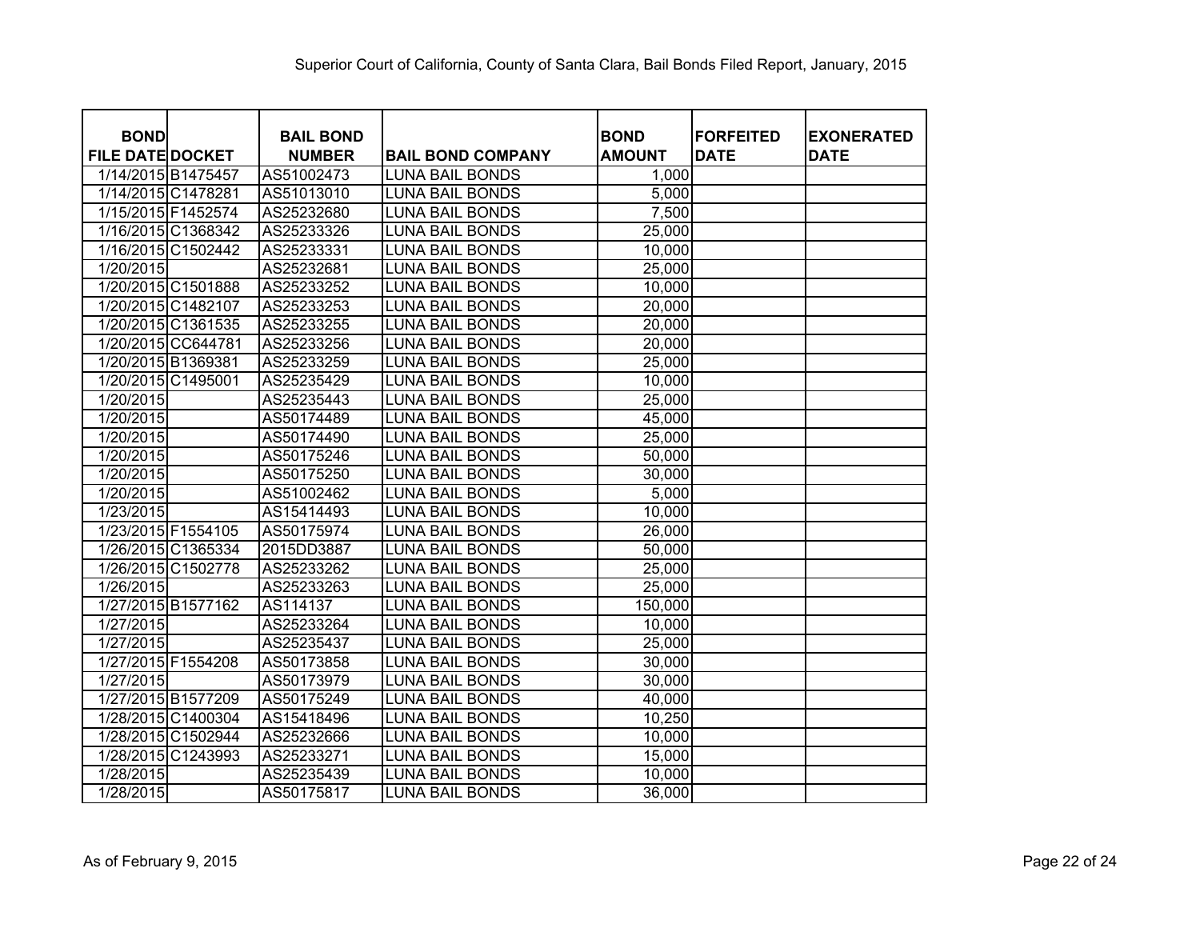Superior Court of California, County of Santa Clara, Bail Bonds Filed Report, January, 2015

| BOND FILE DATE | DOCKET | BAIL BOND NUMBER | BAIL BOND COMPANY | BOND AMOUNT | FORFEITED DATE | EXONERATED DATE |
|---|---|---|---|---|---|---|
| 1/14/2015 | B1475457 | AS51002473 | LUNA BAIL BONDS | 1,000 | | |
| 1/14/2015 | C1478281 | AS51013010 | LUNA BAIL BONDS | 5,000 | | |
| 1/15/2015 | F1452574 | AS25232680 | LUNA BAIL BONDS | 7,500 | | |
| 1/16/2015 | C1368342 | AS25233326 | LUNA BAIL BONDS | 25,000 | | |
| 1/16/2015 | C1502442 | AS25233331 | LUNA BAIL BONDS | 10,000 | | |
| 1/20/2015 | | AS25232681 | LUNA BAIL BONDS | 25,000 | | |
| 1/20/2015 | C1501888 | AS25233252 | LUNA BAIL BONDS | 10,000 | | |
| 1/20/2015 | C1482107 | AS25233253 | LUNA BAIL BONDS | 20,000 | | |
| 1/20/2015 | C1361535 | AS25233255 | LUNA BAIL BONDS | 20,000 | | |
| 1/20/2015 | CC644781 | AS25233256 | LUNA BAIL BONDS | 20,000 | | |
| 1/20/2015 | B1369381 | AS25233259 | LUNA BAIL BONDS | 25,000 | | |
| 1/20/2015 | C1495001 | AS25235429 | LUNA BAIL BONDS | 10,000 | | |
| 1/20/2015 | | AS25235443 | LUNA BAIL BONDS | 25,000 | | |
| 1/20/2015 | | AS50174489 | LUNA BAIL BONDS | 45,000 | | |
| 1/20/2015 | | AS50174490 | LUNA BAIL BONDS | 25,000 | | |
| 1/20/2015 | | AS50175246 | LUNA BAIL BONDS | 50,000 | | |
| 1/20/2015 | | AS50175250 | LUNA BAIL BONDS | 30,000 | | |
| 1/20/2015 | | AS51002462 | LUNA BAIL BONDS | 5,000 | | |
| 1/23/2015 | | AS15414493 | LUNA BAIL BONDS | 10,000 | | |
| 1/23/2015 | F1554105 | AS50175974 | LUNA BAIL BONDS | 26,000 | | |
| 1/26/2015 | C1365334 | 2015DD3887 | LUNA BAIL BONDS | 50,000 | | |
| 1/26/2015 | C1502778 | AS25233262 | LUNA BAIL BONDS | 25,000 | | |
| 1/26/2015 | | AS25233263 | LUNA BAIL BONDS | 25,000 | | |
| 1/27/2015 | B1577162 | AS114137 | LUNA BAIL BONDS | 150,000 | | |
| 1/27/2015 | | AS25233264 | LUNA BAIL BONDS | 10,000 | | |
| 1/27/2015 | | AS25235437 | LUNA BAIL BONDS | 25,000 | | |
| 1/27/2015 | F1554208 | AS50173858 | LUNA BAIL BONDS | 30,000 | | |
| 1/27/2015 | | AS50173979 | LUNA BAIL BONDS | 30,000 | | |
| 1/27/2015 | B1577209 | AS50175249 | LUNA BAIL BONDS | 40,000 | | |
| 1/28/2015 | C1400304 | AS15418496 | LUNA BAIL BONDS | 10,250 | | |
| 1/28/2015 | C1502944 | AS25232666 | LUNA BAIL BONDS | 10,000 | | |
| 1/28/2015 | C1243993 | AS25233271 | LUNA BAIL BONDS | 15,000 | | |
| 1/28/2015 | | AS25235439 | LUNA BAIL BONDS | 10,000 | | |
| 1/28/2015 | | AS50175817 | LUNA BAIL BONDS | 36,000 | | |

As of February 9, 2015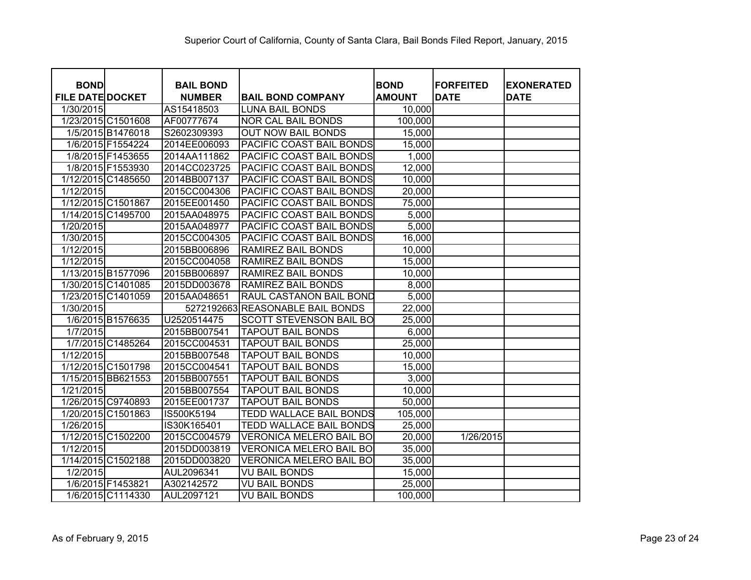Superior Court of California, County of Santa Clara, Bail Bonds Filed Report, January, 2015

| BOND FILE DATE | DOCKET | BAIL BOND NUMBER | BAIL BOND COMPANY | BOND AMOUNT | FORFEITED DATE | EXONERATED DATE |
|---|---|---|---|---|---|---|
| 1/30/2015 | | AS15418503 | LUNA BAIL BONDS | 10,000 | | |
| 1/23/2015 | C1501608 | AF00777674 | NOR CAL BAIL BONDS | 100,000 | | |
| 1/5/2015 | B1476018 | S2602309393 | OUT NOW BAIL BONDS | 15,000 | | |
| 1/6/2015 | F1554224 | 2014EE006093 | PACIFIC COAST BAIL BONDS | 15,000 | | |
| 1/8/2015 | F1453655 | 2014AA111862 | PACIFIC COAST BAIL BONDS | 1,000 | | |
| 1/8/2015 | F1553930 | 2014CC023725 | PACIFIC COAST BAIL BONDS | 12,000 | | |
| 1/12/2015 | C1485650 | 2014BB007137 | PACIFIC COAST BAIL BONDS | 10,000 | | |
| 1/12/2015 | | 2015CC004306 | PACIFIC COAST BAIL BONDS | 20,000 | | |
| 1/12/2015 | C1501867 | 2015EE001450 | PACIFIC COAST BAIL BONDS | 75,000 | | |
| 1/14/2015 | C1495700 | 2015AA048975 | PACIFIC COAST BAIL BONDS | 5,000 | | |
| 1/20/2015 | | 2015AA048977 | PACIFIC COAST BAIL BONDS | 5,000 | | |
| 1/30/2015 | | 2015CC004305 | PACIFIC COAST BAIL BONDS | 16,000 | | |
| 1/12/2015 | | 2015BB006896 | RAMIREZ BAIL BONDS | 10,000 | | |
| 1/12/2015 | | 2015CC004058 | RAMIREZ BAIL BONDS | 15,000 | | |
| 1/13/2015 | B1577096 | 2015BB006897 | RAMIREZ BAIL BONDS | 10,000 | | |
| 1/30/2015 | C1401085 | 2015DD003678 | RAMIREZ BAIL BONDS | 8,000 | | |
| 1/23/2015 | C1401059 | 2015AA048651 | RAUL CASTANON BAIL BOND | 5,000 | | |
| 1/30/2015 | | 5272192663 | REASONABLE BAIL BONDS | 22,000 | | |
| 1/6/2015 | B1576635 | U2520514475 | SCOTT STEVENSON BAIL BO | 25,000 | | |
| 1/7/2015 | | 2015BB007541 | TAPOUT BAIL BONDS | 6,000 | | |
| 1/7/2015 | C1485264 | 2015CC004531 | TAPOUT BAIL BONDS | 25,000 | | |
| 1/12/2015 | | 2015BB007548 | TAPOUT BAIL BONDS | 10,000 | | |
| 1/12/2015 | C1501798 | 2015CC004541 | TAPOUT BAIL BONDS | 15,000 | | |
| 1/15/2015 | BB621553 | 2015BB007551 | TAPOUT BAIL BONDS | 3,000 | | |
| 1/21/2015 | | 2015BB007554 | TAPOUT BAIL BONDS | 10,000 | | |
| 1/26/2015 | C9740893 | 2015EE001737 | TAPOUT BAIL BONDS | 50,000 | | |
| 1/20/2015 | C1501863 | IS500K5194 | TEDD WALLACE BAIL BONDS | 105,000 | | |
| 1/26/2015 | | IS30K165401 | TEDD WALLACE BAIL BONDS | 25,000 | | |
| 1/12/2015 | C1502200 | 2015CC004579 | VERONICA MELERO BAIL BO | 20,000 | 1/26/2015 | |
| 1/12/2015 | | 2015DD003819 | VERONICA MELERO BAIL BO | 35,000 | | |
| 1/14/2015 | C1502188 | 2015DD003820 | VERONICA MELERO BAIL BO | 35,000 | | |
| 1/2/2015 | | AUL2096341 | VU BAIL BONDS | 15,000 | | |
| 1/6/2015 | F1453821 | A302142572 | VU BAIL BONDS | 25,000 | | |
| 1/6/2015 | C1114330 | AUL2097121 | VU BAIL BONDS | 100,000 | | |

As of February 9, 2015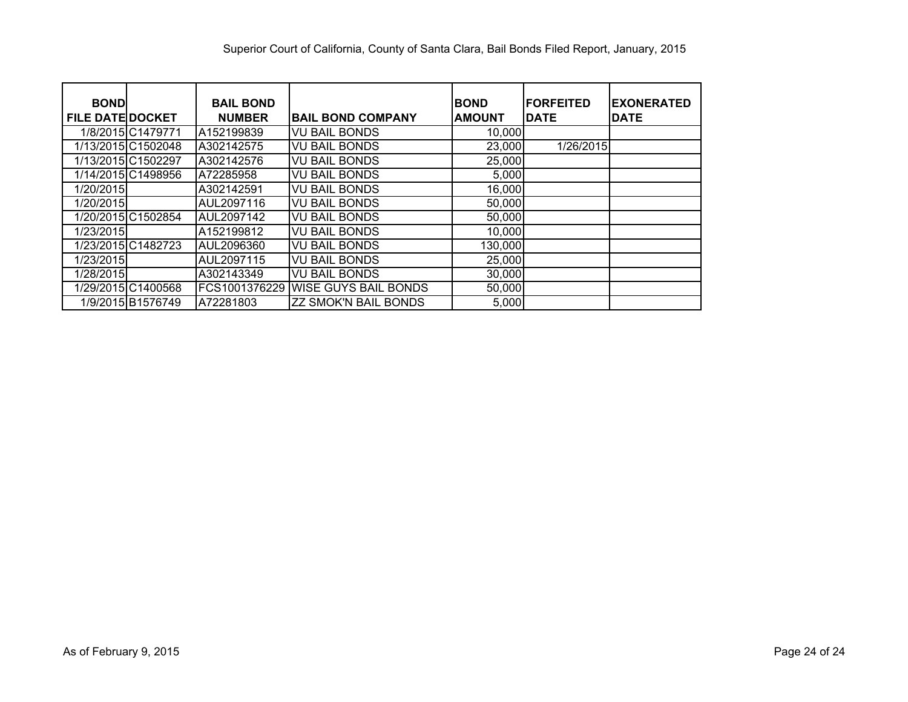Superior Court of California, County of Santa Clara, Bail Bonds Filed Report, January, 2015

| BOND FILE DATE | DOCKET | BAIL BOND NUMBER | BAIL BOND COMPANY | BOND AMOUNT | FORFEITED DATE | EXONERATED DATE |
|---|---|---|---|---|---|---|
| 1/8/2015 | C1479771 | A152199839 | VU BAIL BONDS | 10,000 | | |
| 1/13/2015 | C1502048 | A302142575 | VU BAIL BONDS | 23,000 | 1/26/2015 | |
| 1/13/2015 | C1502297 | A302142576 | VU BAIL BONDS | 25,000 | | |
| 1/14/2015 | C1498956 | A72285958 | VU BAIL BONDS | 5,000 | | |
| 1/20/2015 | | A302142591 | VU BAIL BONDS | 16,000 | | |
| 1/20/2015 | | AUL2097116 | VU BAIL BONDS | 50,000 | | |
| 1/20/2015 | C1502854 | AUL2097142 | VU BAIL BONDS | 50,000 | | |
| 1/23/2015 | | A152199812 | VU BAIL BONDS | 10,000 | | |
| 1/23/2015 | C1482723 | AUL2096360 | VU BAIL BONDS | 130,000 | | |
| 1/23/2015 | | AUL2097115 | VU BAIL BONDS | 25,000 | | |
| 1/28/2015 | | A302143349 | VU BAIL BONDS | 30,000 | | |
| 1/29/2015 | C1400568 | FCS1001376229 | WISE GUYS BAIL BONDS | 50,000 | | |
| 1/9/2015 | B1576749 | A72281803 | ZZ SMOK'N BAIL BONDS | 5,000 | | |

As of February 9, 2015